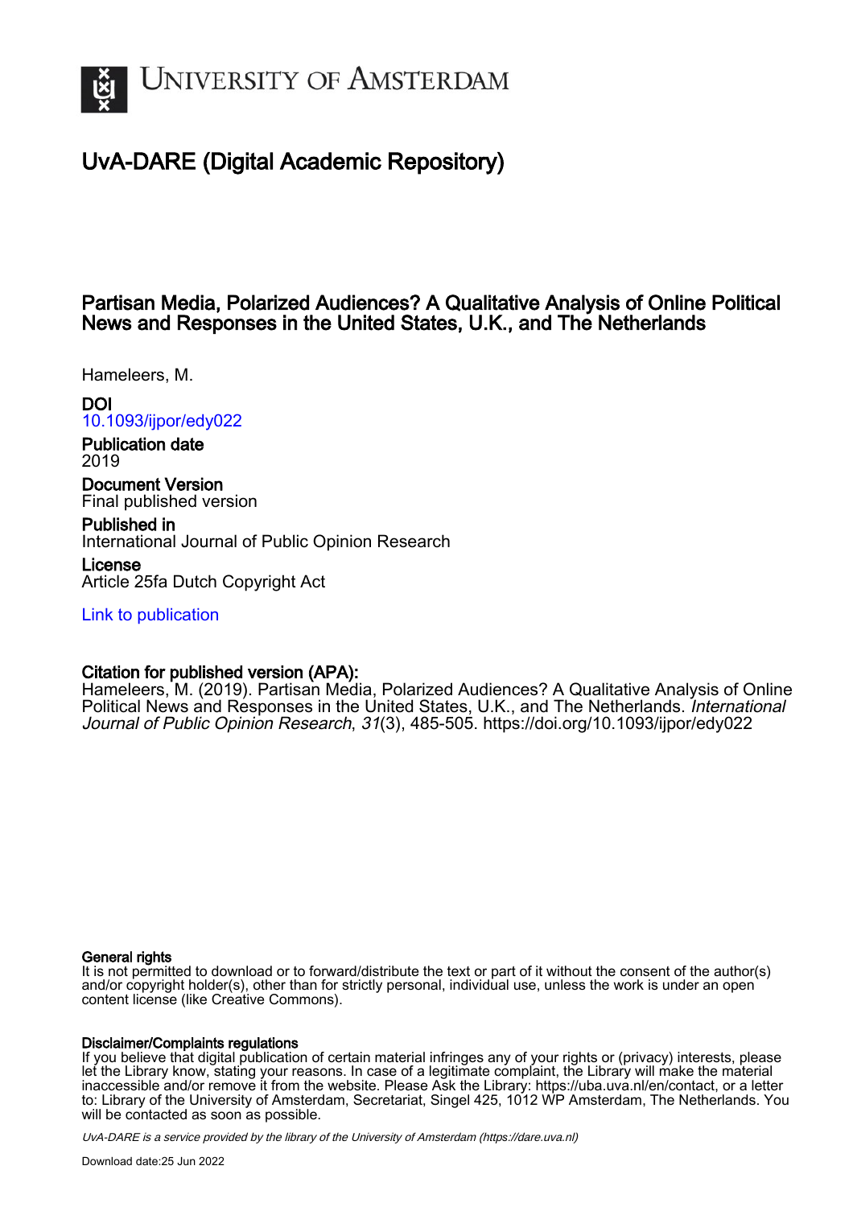# UNIVERSITY OF AMSTERDAM

## UvA-DARE (Digital Academic Repository)

### Partisan Media, Polarized Audiences? A Qualitative Analysis of Online Political News and Responses in the United States, U.K., and The Netherlands

Hameleers, M.

**DOI**
10.1093/ijpor/edy022

**Publication date**
2019

**Document Version**
Final published version

**Published in**
International Journal of Public Opinion Research

**License**
Article 25fa Dutch Copyright Act

Link to publication

**Citation for published version (APA):**
Hameleers, M. (2019). Partisan Media, Polarized Audiences? A Qualitative Analysis of Online Political News and Responses in the United States, U.K., and The Netherlands. *International Journal of Public Opinion Research*, *31*(3), 485-505. https://doi.org/10.1093/ijpor/edy022

**General rights**
It is not permitted to download or to forward/distribute the text or part of it without the consent of the author(s) and/or copyright holder(s), other than for strictly personal, individual use, unless the work is under an open content license (like Creative Commons).

**Disclaimer/Complaints regulations**
If you believe that digital publication of certain material infringes any of your rights or (privacy) interests, please let the Library know, stating your reasons. In case of a legitimate complaint, the Library will make the material inaccessible and/or remove it from the website. Please Ask the Library: https://uba.uva.nl/en/contact, or a letter to: Library of the University of Amsterdam, Secretariat, Singel 425, 1012 WP Amsterdam, The Netherlands. You will be contacted as soon as possible.

UvA-DARE is a service provided by the library of the University of Amsterdam (https://dare.uva.nl)

Download date:25 Jun 2022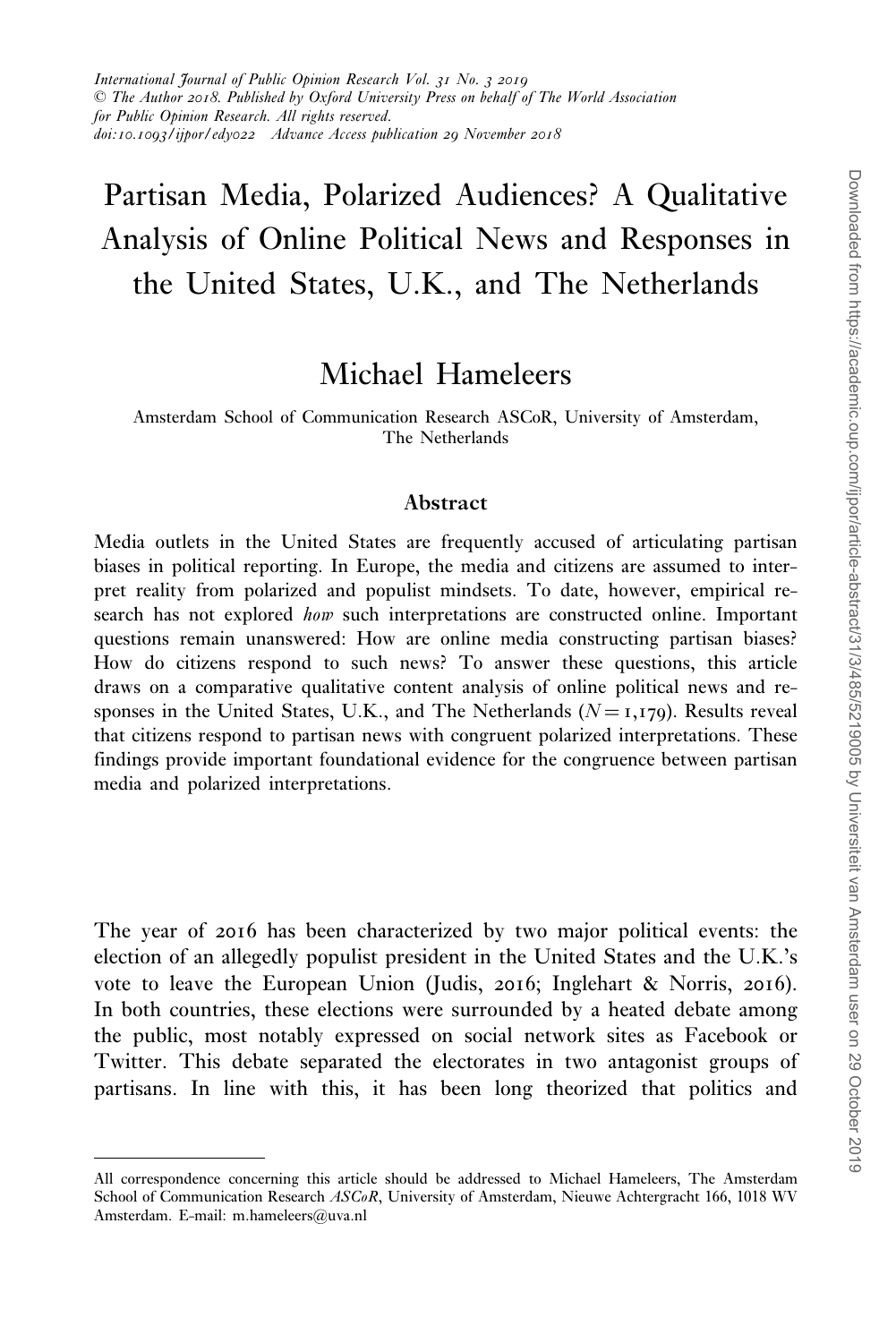# Partisan Media, Polarized Audiences? A Qualitative Analysis of Online Political News and Responses in the United States, U.K., and The Netherlands

## Michael Hameleers

Amsterdam School of Communication Research ASCoR, University of Amsterdam, The Netherlands

### Abstract

Media outlets in the United States are frequently accused of articulating partisan biases in political reporting. In Europe, the media and citizens are assumed to interpret reality from polarized and populist mindsets. To date, however, empirical research has not explored *how* such interpretations are constructed online. Important questions remain unanswered: How are online media constructing partisan biases? How do citizens respond to such news? To answer these questions, this article draws on a comparative qualitative content analysis of online political news and responses in the United States, U.K., and The Netherlands ($N = 1,179$). Results reveal that citizens respond to partisan news with congruent polarized interpretations. These findings provide important foundational evidence for the congruence between partisan media and polarized interpretations.

The year of 2016 has been characterized by two major political events: the election of an allegedly populist president in the United States and the U.K.'s vote to leave the European Union (Judis, 2016; Inglehart & Norris, 2016). In both countries, these elections were surrounded by a heated debate among the public, most notably expressed on social network sites as Facebook or Twitter. This debate separated the electorates in two antagonist groups of partisans. In line with this, it has been long theorized that politics and

All correspondence concerning this article should be addressed to Michael Hameleers, The Amsterdam School of Communication Research *ASCoR*, University of Amsterdam, Nieuwe Achtergracht 166, 1018 WV Amsterdam. E-mail: m.hameleers@uva.nl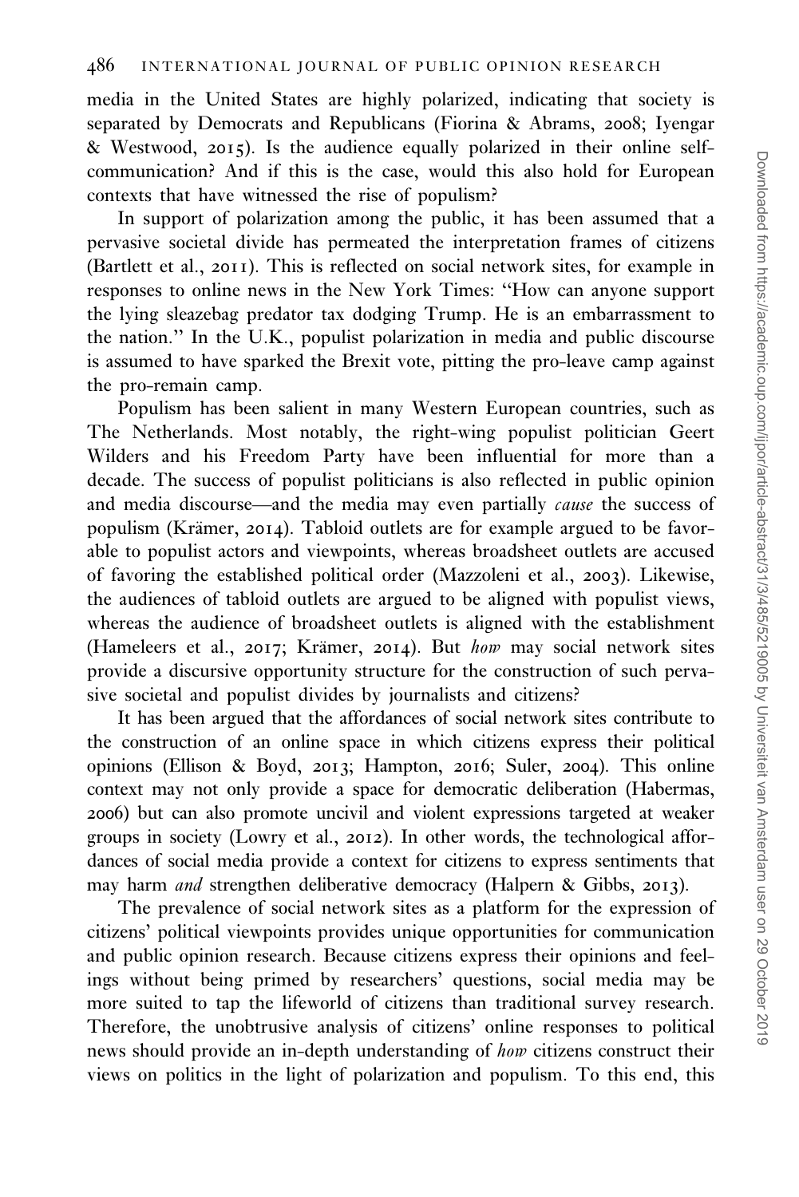media in the United States are highly polarized, indicating that society is separated by Democrats and Republicans (Fiorina & Abrams, 2008; Iyengar & Westwood, 2015). Is the audience equally polarized in their online self-communication? And if this is the case, would this also hold for European contexts that have witnessed the rise of populism?

In support of polarization among the public, it has been assumed that a pervasive societal divide has permeated the interpretation frames of citizens (Bartlett et al., 2011). This is reflected on social network sites, for example in responses to online news in the New York Times: "How can anyone support the lying sleazebag predator tax dodging Trump. He is an embarrassment to the nation." In the U.K., populist polarization in media and public discourse is assumed to have sparked the Brexit vote, pitting the pro-leave camp against the pro-remain camp.

Populism has been salient in many Western European countries, such as The Netherlands. Most notably, the right-wing populist politician Geert Wilders and his Freedom Party have been influential for more than a decade. The success of populist politicians is also reflected in public opinion and media discourse—and the media may even partially *cause* the success of populism (Krämer, 2014). Tabloid outlets are for example argued to be favorable to populist actors and viewpoints, whereas broadsheet outlets are accused of favoring the established political order (Mazzoleni et al., 2003). Likewise, the audiences of tabloid outlets are argued to be aligned with populist views, whereas the audience of broadsheet outlets is aligned with the establishment (Hameleers et al., 2017; Krämer, 2014). But *how* may social network sites provide a discursive opportunity structure for the construction of such pervasive societal and populist divides by journalists and citizens?

It has been argued that the affordances of social network sites contribute to the construction of an online space in which citizens express their political opinions (Ellison & Boyd, 2013; Hampton, 2016; Suler, 2004). This online context may not only provide a space for democratic deliberation (Habermas, 2006) but can also promote uncivil and violent expressions targeted at weaker groups in society (Lowry et al., 2012). In other words, the technological affordances of social media provide a context for citizens to express sentiments that may harm *and* strengthen deliberative democracy (Halpern & Gibbs, 2013).

The prevalence of social network sites as a platform for the expression of citizens' political viewpoints provides unique opportunities for communication and public opinion research. Because citizens express their opinions and feelings without being primed by researchers' questions, social media may be more suited to tap the lifeworld of citizens than traditional survey research. Therefore, the unobtrusive analysis of citizens' online responses to political news should provide an in-depth understanding of *how* citizens construct their views on politics in the light of polarization and populism. To this end, this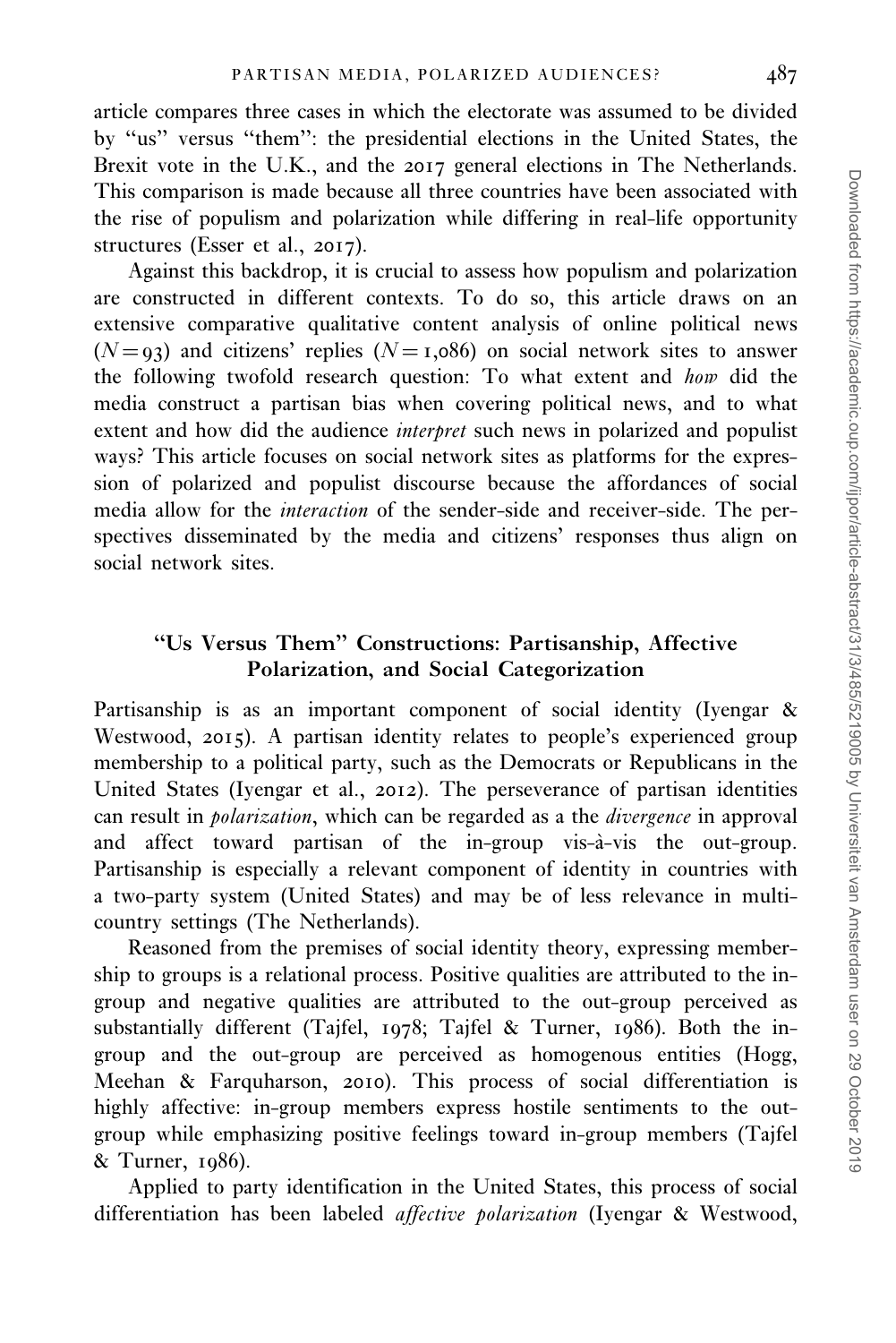article compares three cases in which the electorate was assumed to be divided by "us" versus "them": the presidential elections in the United States, the Brexit vote in the U.K., and the 2017 general elections in The Netherlands. This comparison is made because all three countries have been associated with the rise of populism and polarization while differing in real-life opportunity structures (Esser et al., 2017).

Against this backdrop, it is crucial to assess how populism and polarization are constructed in different contexts. To do so, this article draws on an extensive comparative qualitative content analysis of online political news ($N = 93$) and citizens' replies ($N = 1{,}086$) on social network sites to answer the following twofold research question: To what extent and *how* did the media construct a partisan bias when covering political news, and to what extent and how did the audience *interpret* such news in polarized and populist ways? This article focuses on social network sites as platforms for the expression of polarized and populist discourse because the affordances of social media allow for the *interaction* of the sender-side and receiver-side. The perspectives disseminated by the media and citizens' responses thus align on social network sites.

## "Us Versus Them" Constructions: Partisanship, Affective Polarization, and Social Categorization

Partisanship is as an important component of social identity (Iyengar & Westwood, 2015). A partisan identity relates to people's experienced group membership to a political party, such as the Democrats or Republicans in the United States (Iyengar et al., 2012). The perseverance of partisan identities can result in *polarization*, which can be regarded as a the *divergence* in approval and affect toward partisan of the in-group vis-à-vis the out-group. Partisanship is especially a relevant component of identity in countries with a two-party system (United States) and may be of less relevance in multi-country settings (The Netherlands).

Reasoned from the premises of social identity theory, expressing membership to groups is a relational process. Positive qualities are attributed to the in-group and negative qualities are attributed to the out-group perceived as substantially different (Tajfel, 1978; Tajfel & Turner, 1986). Both the in-group and the out-group are perceived as homogenous entities (Hogg, Meehan & Farquharson, 2010). This process of social differentiation is highly affective: in-group members express hostile sentiments to the out-group while emphasizing positive feelings toward in-group members (Tajfel & Turner, 1986).

Applied to party identification in the United States, this process of social differentiation has been labeled *affective polarization* (Iyengar & Westwood,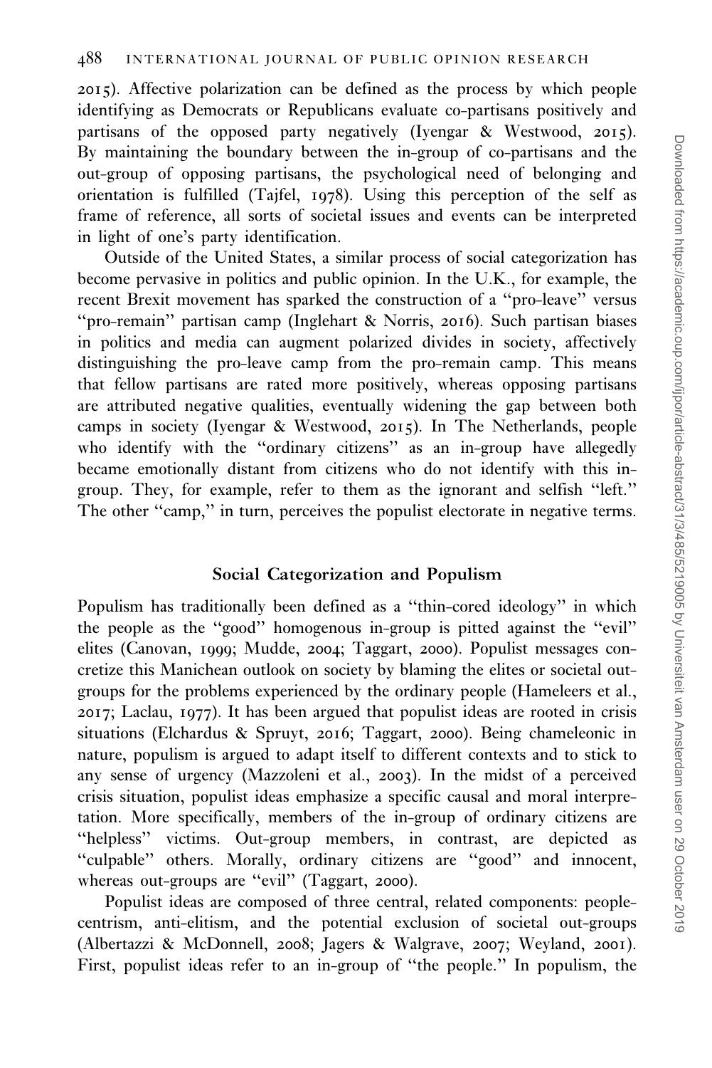2015). Affective polarization can be defined as the process by which people identifying as Democrats or Republicans evaluate co-partisans positively and partisans of the opposed party negatively (Iyengar & Westwood, 2015). By maintaining the boundary between the in-group of co-partisans and the out-group of opposing partisans, the psychological need of belonging and orientation is fulfilled (Tajfel, 1978). Using this perception of the self as frame of reference, all sorts of societal issues and events can be interpreted in light of one's party identification.

Outside of the United States, a similar process of social categorization has become pervasive in politics and public opinion. In the U.K., for example, the recent Brexit movement has sparked the construction of a "pro-leave" versus "pro-remain" partisan camp (Inglehart & Norris, 2016). Such partisan biases in politics and media can augment polarized divides in society, affectively distinguishing the pro-leave camp from the pro-remain camp. This means that fellow partisans are rated more positively, whereas opposing partisans are attributed negative qualities, eventually widening the gap between both camps in society (Iyengar & Westwood, 2015). In The Netherlands, people who identify with the "ordinary citizens" as an in-group have allegedly became emotionally distant from citizens who do not identify with this in-group. They, for example, refer to them as the ignorant and selfish "left." The other "camp," in turn, perceives the populist electorate in negative terms.

## Social Categorization and Populism

Populism has traditionally been defined as a "thin-cored ideology" in which the people as the "good" homogenous in-group is pitted against the "evil" elites (Canovan, 1999; Mudde, 2004; Taggart, 2000). Populist messages concretize this Manichean outlook on society by blaming the elites or societal out-groups for the problems experienced by the ordinary people (Hameleers et al., 2017; Laclau, 1977). It has been argued that populist ideas are rooted in crisis situations (Elchardus & Spruyt, 2016; Taggart, 2000). Being chameleonic in nature, populism is argued to adapt itself to different contexts and to stick to any sense of urgency (Mazzoleni et al., 2003). In the midst of a perceived crisis situation, populist ideas emphasize a specific causal and moral interpretation. More specifically, members of the in-group of ordinary citizens are "helpless" victims. Out-group members, in contrast, are depicted as "culpable" others. Morally, ordinary citizens are "good" and innocent, whereas out-groups are "evil" (Taggart, 2000).

Populist ideas are composed of three central, related components: people-centrism, anti-elitism, and the potential exclusion of societal out-groups (Albertazzi & McDonnell, 2008; Jagers & Walgrave, 2007; Weyland, 2001). First, populist ideas refer to an in-group of "the people." In populism, the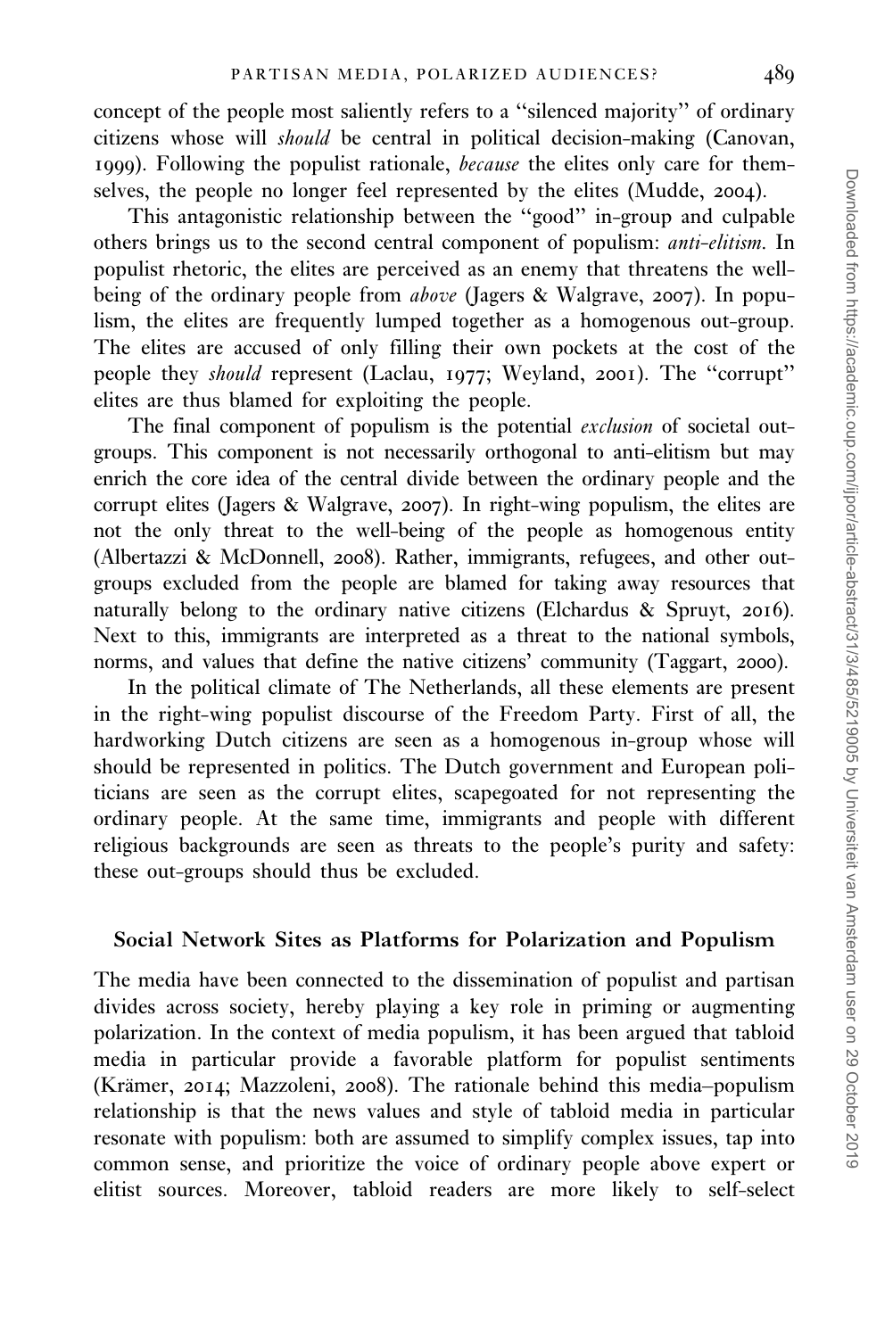concept of the people most saliently refers to a "silenced majority" of ordinary citizens whose will *should* be central in political decision-making (Canovan, 1999). Following the populist rationale, *because* the elites only care for themselves, the people no longer feel represented by the elites (Mudde, 2004).

This antagonistic relationship between the "good" in-group and culpable others brings us to the second central component of populism: *anti-elitism*. In populist rhetoric, the elites are perceived as an enemy that threatens the well-being of the ordinary people from *above* (Jagers & Walgrave, 2007). In populism, the elites are frequently lumped together as a homogenous out-group. The elites are accused of only filling their own pockets at the cost of the people they *should* represent (Laclau, 1977; Weyland, 2001). The "corrupt" elites are thus blamed for exploiting the people.

The final component of populism is the potential *exclusion* of societal out-groups. This component is not necessarily orthogonal to anti-elitism but may enrich the core idea of the central divide between the ordinary people and the corrupt elites (Jagers & Walgrave, 2007). In right-wing populism, the elites are not the only threat to the well-being of the people as homogenous entity (Albertazzi & McDonnell, 2008). Rather, immigrants, refugees, and other out-groups excluded from the people are blamed for taking away resources that naturally belong to the ordinary native citizens (Elchardus & Spruyt, 2016). Next to this, immigrants are interpreted as a threat to the national symbols, norms, and values that define the native citizens' community (Taggart, 2000).

In the political climate of The Netherlands, all these elements are present in the right-wing populist discourse of the Freedom Party. First of all, the hardworking Dutch citizens are seen as a homogenous in-group whose will should be represented in politics. The Dutch government and European politicians are seen as the corrupt elites, scapegoated for not representing the ordinary people. At the same time, immigrants and people with different religious backgrounds are seen as threats to the people's purity and safety: these out-groups should thus be excluded.

## Social Network Sites as Platforms for Polarization and Populism

The media have been connected to the dissemination of populist and partisan divides across society, hereby playing a key role in priming or augmenting polarization. In the context of media populism, it has been argued that tabloid media in particular provide a favorable platform for populist sentiments (Krämer, 2014; Mazzoleni, 2008). The rationale behind this media–populism relationship is that the news values and style of tabloid media in particular resonate with populism: both are assumed to simplify complex issues, tap into common sense, and prioritize the voice of ordinary people above expert or elitist sources. Moreover, tabloid readers are more likely to self-select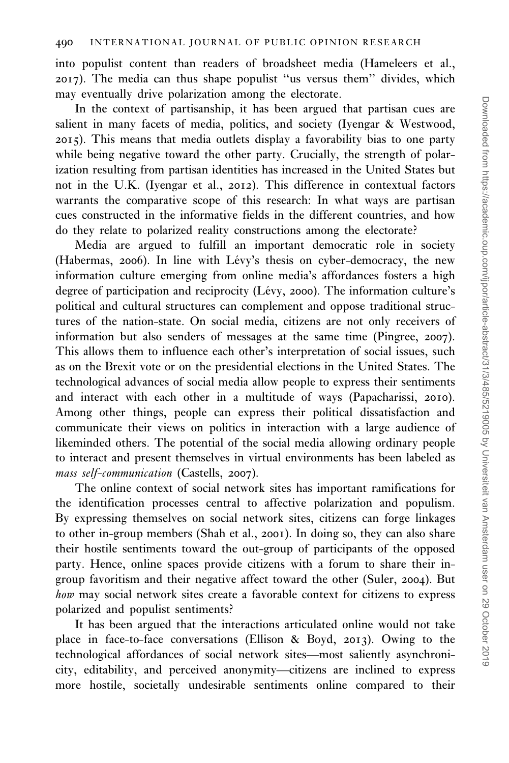into populist content than readers of broadsheet media (Hameleers et al., 2017). The media can thus shape populist "us versus them" divides, which may eventually drive polarization among the electorate.

In the context of partisanship, it has been argued that partisan cues are salient in many facets of media, politics, and society (Iyengar & Westwood, 2015). This means that media outlets display a favorability bias to one party while being negative toward the other party. Crucially, the strength of polarization resulting from partisan identities has increased in the United States but not in the U.K. (Iyengar et al., 2012). This difference in contextual factors warrants the comparative scope of this research: In what ways are partisan cues constructed in the informative fields in the different countries, and how do they relate to polarized reality constructions among the electorate?

Media are argued to fulfill an important democratic role in society (Habermas, 2006). In line with Lévy's thesis on cyber-democracy, the new information culture emerging from online media's affordances fosters a high degree of participation and reciprocity (Lévy, 2000). The information culture's political and cultural structures can complement and oppose traditional structures of the nation-state. On social media, citizens are not only receivers of information but also senders of messages at the same time (Pingree, 2007). This allows them to influence each other's interpretation of social issues, such as on the Brexit vote or on the presidential elections in the United States. The technological advances of social media allow people to express their sentiments and interact with each other in a multitude of ways (Papacharissi, 2010). Among other things, people can express their political dissatisfaction and communicate their views on politics in interaction with a large audience of likeminded others. The potential of the social media allowing ordinary people to interact and present themselves in virtual environments has been labeled as *mass self-communication* (Castells, 2007).

The online context of social network sites has important ramifications for the identification processes central to affective polarization and populism. By expressing themselves on social network sites, citizens can forge linkages to other in-group members (Shah et al., 2001). In doing so, they can also share their hostile sentiments toward the out-group of participants of the opposed party. Hence, online spaces provide citizens with a forum to share their in-group favoritism and their negative affect toward the other (Suler, 2004). But *how* may social network sites create a favorable context for citizens to express polarized and populist sentiments?

It has been argued that the interactions articulated online would not take place in face-to-face conversations (Ellison & Boyd, 2013). Owing to the technological affordances of social network sites—most saliently asynchronicity, editability, and perceived anonymity—citizens are inclined to express more hostile, societally undesirable sentiments online compared to their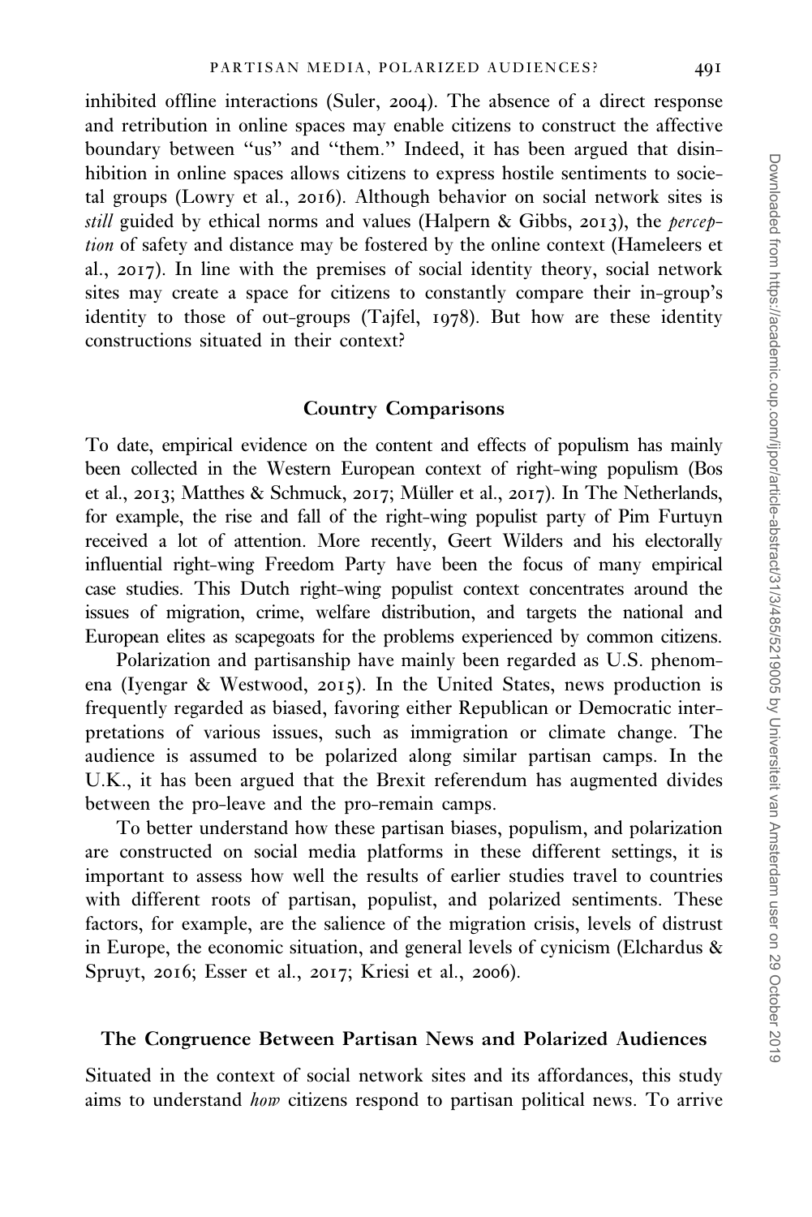inhibited offline interactions (Suler, 2004). The absence of a direct response and retribution in online spaces may enable citizens to construct the affective boundary between "us" and "them." Indeed, it has been argued that disinhibition in online spaces allows citizens to express hostile sentiments to societal groups (Lowry et al., 2016). Although behavior on social network sites is *still* guided by ethical norms and values (Halpern & Gibbs, 2013), the *perception* of safety and distance may be fostered by the online context (Hameleers et al., 2017). In line with the premises of social identity theory, social network sites may create a space for citizens to constantly compare their in-group's identity to those of out-groups (Tajfel, 1978). But how are these identity constructions situated in their context?

## Country Comparisons

To date, empirical evidence on the content and effects of populism has mainly been collected in the Western European context of right-wing populism (Bos et al., 2013; Matthes & Schmuck, 2017; Müller et al., 2017). In The Netherlands, for example, the rise and fall of the right-wing populist party of Pim Furtuyn received a lot of attention. More recently, Geert Wilders and his electorally influential right-wing Freedom Party have been the focus of many empirical case studies. This Dutch right-wing populist context concentrates around the issues of migration, crime, welfare distribution, and targets the national and European elites as scapegoats for the problems experienced by common citizens.

Polarization and partisanship have mainly been regarded as U.S. phenomena (Iyengar & Westwood, 2015). In the United States, news production is frequently regarded as biased, favoring either Republican or Democratic interpretations of various issues, such as immigration or climate change. The audience is assumed to be polarized along similar partisan camps. In the U.K., it has been argued that the Brexit referendum has augmented divides between the pro-leave and the pro-remain camps.

To better understand how these partisan biases, populism, and polarization are constructed on social media platforms in these different settings, it is important to assess how well the results of earlier studies travel to countries with different roots of partisan, populist, and polarized sentiments. These factors, for example, are the salience of the migration crisis, levels of distrust in Europe, the economic situation, and general levels of cynicism (Elchardus & Spruyt, 2016; Esser et al., 2017; Kriesi et al., 2006).

## The Congruence Between Partisan News and Polarized Audiences

Situated in the context of social network sites and its affordances, this study aims to understand *how* citizens respond to partisan political news. To arrive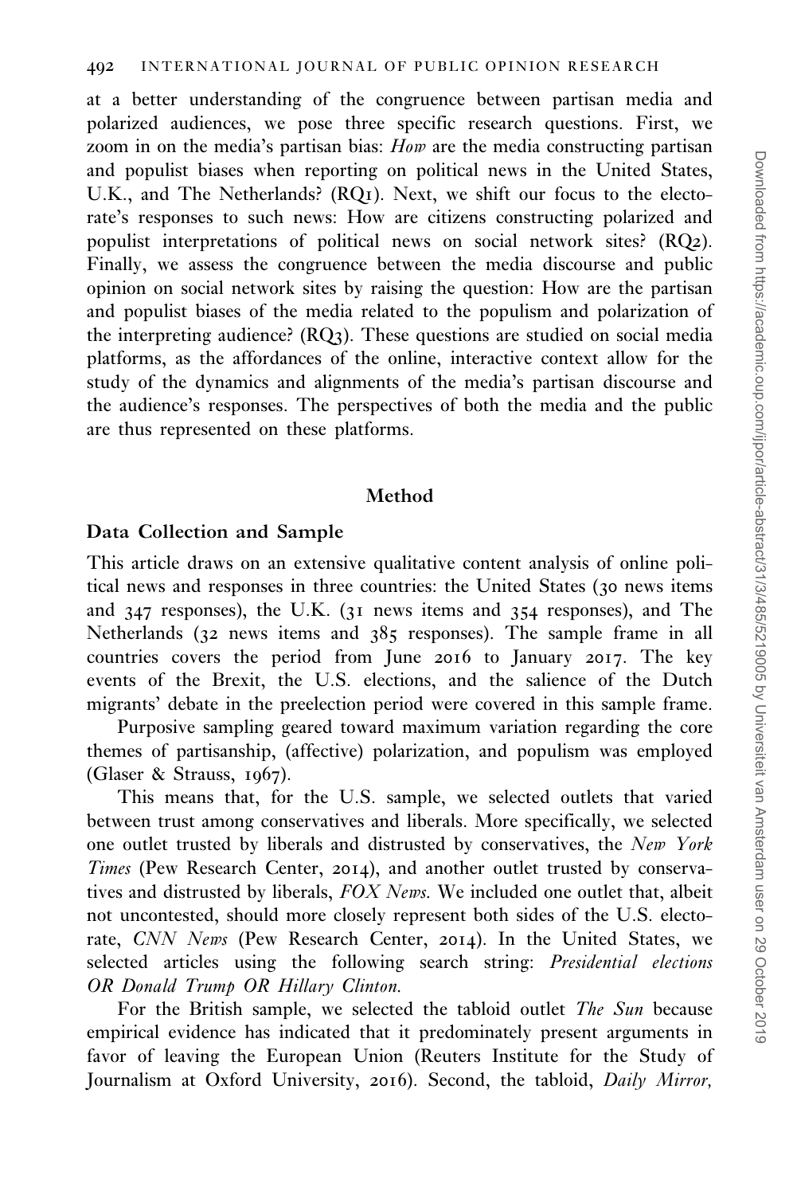at a better understanding of the congruence between partisan media and polarized audiences, we pose three specific research questions. First, we zoom in on the media's partisan bias: *How* are the media constructing partisan and populist biases when reporting on political news in the United States, U.K., and The Netherlands? (RQ1). Next, we shift our focus to the electorate's responses to such news: How are citizens constructing polarized and populist interpretations of political news on social network sites? (RQ2). Finally, we assess the congruence between the media discourse and public opinion on social network sites by raising the question: How are the partisan and populist biases of the media related to the populism and polarization of the interpreting audience? (RQ3). These questions are studied on social media platforms, as the affordances of the online, interactive context allow for the study of the dynamics and alignments of the media's partisan discourse and the audience's responses. The perspectives of both the media and the public are thus represented on these platforms.

## Method

### Data Collection and Sample

This article draws on an extensive qualitative content analysis of online political news and responses in three countries: the United States (30 news items and 347 responses), the U.K. (31 news items and 354 responses), and The Netherlands (32 news items and 385 responses). The sample frame in all countries covers the period from June 2016 to January 2017. The key events of the Brexit, the U.S. elections, and the salience of the Dutch migrants' debate in the preelection period were covered in this sample frame.

Purposive sampling geared toward maximum variation regarding the core themes of partisanship, (affective) polarization, and populism was employed (Glaser & Strauss, 1967).

This means that, for the U.S. sample, we selected outlets that varied between trust among conservatives and liberals. More specifically, we selected one outlet trusted by liberals and distrusted by conservatives, the *New York Times* (Pew Research Center, 2014), and another outlet trusted by conservatives and distrusted by liberals, *FOX News*. We included one outlet that, albeit not uncontested, should more closely represent both sides of the U.S. electorate, *CNN News* (Pew Research Center, 2014). In the United States, we selected articles using the following search string: *Presidential elections OR Donald Trump OR Hillary Clinton.*

For the British sample, we selected the tabloid outlet *The Sun* because empirical evidence has indicated that it predominately present arguments in favor of leaving the European Union (Reuters Institute for the Study of Journalism at Oxford University, 2016). Second, the tabloid, *Daily Mirror,*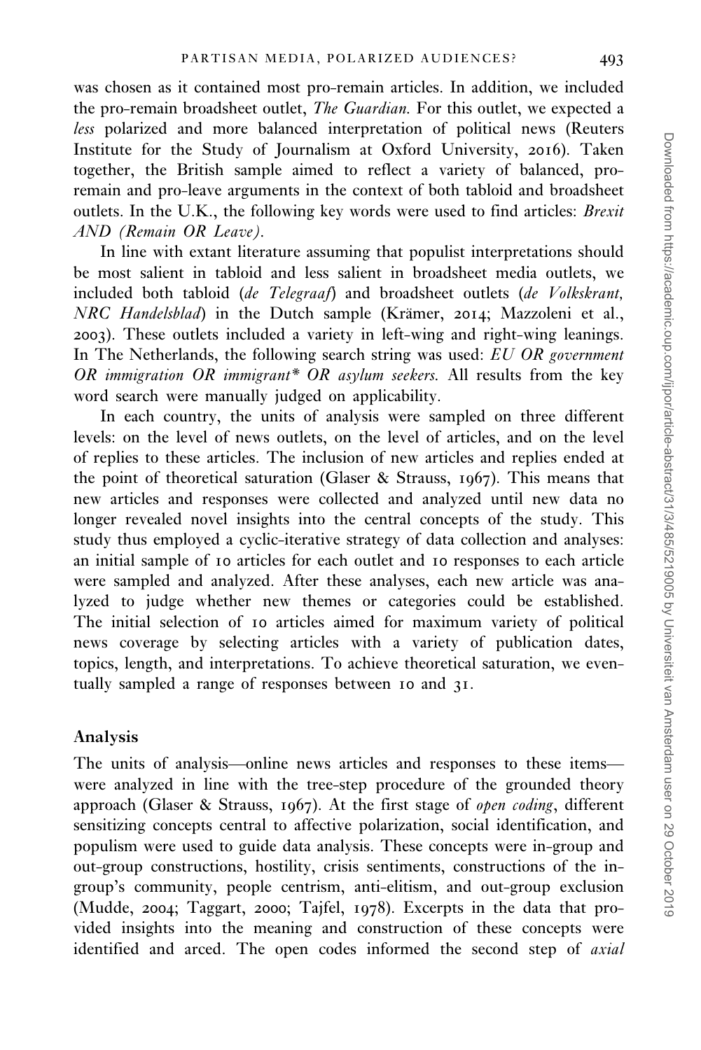was chosen as it contained most pro-remain articles. In addition, we included the pro-remain broadsheet outlet, *The Guardian*. For this outlet, we expected a *less* polarized and more balanced interpretation of political news (Reuters Institute for the Study of Journalism at Oxford University, 2016). Taken together, the British sample aimed to reflect a variety of balanced, pro-remain and pro-leave arguments in the context of both tabloid and broadsheet outlets. In the U.K., the following key words were used to find articles: *Brexit AND (Remain OR Leave)*.

In line with extant literature assuming that populist interpretations should be most salient in tabloid and less salient in broadsheet media outlets, we included both tabloid (*de Telegraaf*) and broadsheet outlets (*de Volkskrant, NRC Handelsblad*) in the Dutch sample (Krämer, 2014; Mazzoleni et al., 2003). These outlets included a variety in left-wing and right-wing leanings. In The Netherlands, the following search string was used: *EU OR government OR immigration OR immigrant* OR asylum seekers*. All results from the key word search were manually judged on applicability.

In each country, the units of analysis were sampled on three different levels: on the level of news outlets, on the level of articles, and on the level of replies to these articles. The inclusion of new articles and replies ended at the point of theoretical saturation (Glaser & Strauss, 1967). This means that new articles and responses were collected and analyzed until new data no longer revealed novel insights into the central concepts of the study. This study thus employed a cyclic-iterative strategy of data collection and analyses: an initial sample of 10 articles for each outlet and 10 responses to each article were sampled and analyzed. After these analyses, each new article was analyzed to judge whether new themes or categories could be established. The initial selection of 10 articles aimed for maximum variety of political news coverage by selecting articles with a variety of publication dates, topics, length, and interpretations. To achieve theoretical saturation, we eventually sampled a range of responses between 10 and 31.

## Analysis

The units of analysis—online news articles and responses to these items—were analyzed in line with the tree-step procedure of the grounded theory approach (Glaser & Strauss, 1967). At the first stage of *open coding*, different sensitizing concepts central to affective polarization, social identification, and populism were used to guide data analysis. These concepts were in-group and out-group constructions, hostility, crisis sentiments, constructions of the in-group's community, people centrism, anti-elitism, and out-group exclusion (Mudde, 2004; Taggart, 2000; Tajfel, 1978). Excerpts in the data that provided insights into the meaning and construction of these concepts were identified and arced. The open codes informed the second step of *axial*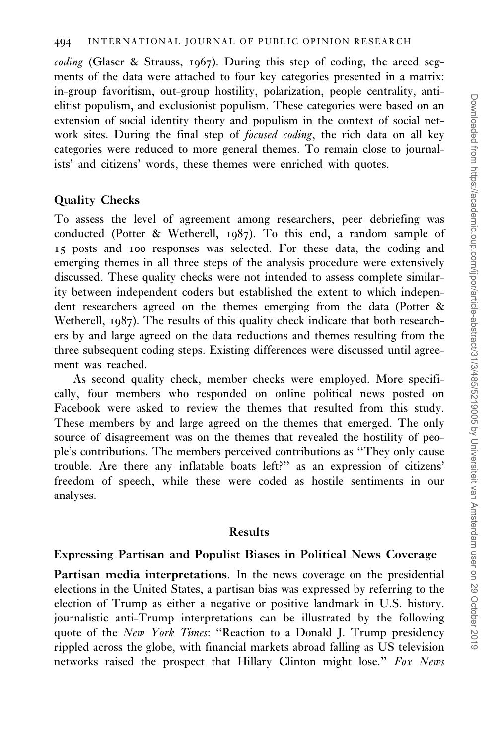*coding* (Glaser & Strauss, 1967). During this step of coding, the arced segments of the data were attached to four key categories presented in a matrix: in-group favoritism, out-group hostility, polarization, people centrality, anti-elitist populism, and exclusionist populism. These categories were based on an extension of social identity theory and populism in the context of social network sites. During the final step of *focused coding*, the rich data on all key categories were reduced to more general themes. To remain close to journalists' and citizens' words, these themes were enriched with quotes.

### Quality Checks

To assess the level of agreement among researchers, peer debriefing was conducted (Potter & Wetherell, 1987). To this end, a random sample of 15 posts and 100 responses was selected. For these data, the coding and emerging themes in all three steps of the analysis procedure were extensively discussed. These quality checks were not intended to assess complete similarity between independent coders but established the extent to which independent researchers agreed on the themes emerging from the data (Potter & Wetherell, 1987). The results of this quality check indicate that both researchers by and large agreed on the data reductions and themes resulting from the three subsequent coding steps. Existing differences were discussed until agreement was reached.

As second quality check, member checks were employed. More specifically, four members who responded on online political news posted on Facebook were asked to review the themes that resulted from this study. These members by and large agreed on the themes that emerged. The only source of disagreement was on the themes that revealed the hostility of people's contributions. The members perceived contributions as "They only cause trouble. Are there any inflatable boats left?" as an expression of citizens' freedom of speech, while these were coded as hostile sentiments in our analyses.

## Results

### Expressing Partisan and Populist Biases in Political News Coverage

**Partisan media interpretations.** In the news coverage on the presidential elections in the United States, a partisan bias was expressed by referring to the election of Trump as either a negative or positive landmark in U.S. history. journalistic anti-Trump interpretations can be illustrated by the following quote of the *New York Times*: "Reaction to a Donald J. Trump presidency rippled across the globe, with financial markets abroad falling as US television networks raised the prospect that Hillary Clinton might lose." *Fox News*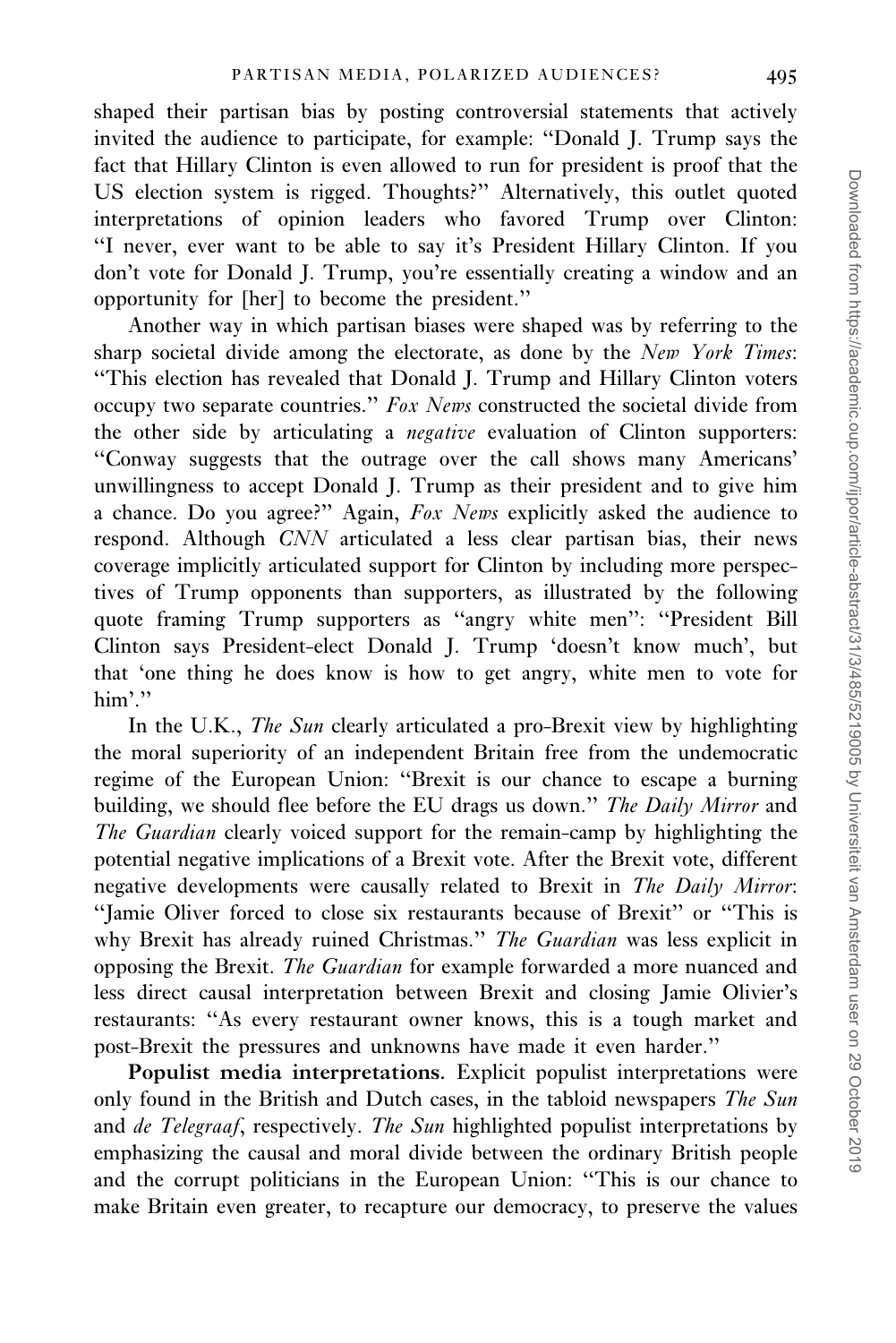shaped their partisan bias by posting controversial statements that actively invited the audience to participate, for example: "Donald J. Trump says the fact that Hillary Clinton is even allowed to run for president is proof that the US election system is rigged. Thoughts?" Alternatively, this outlet quoted interpretations of opinion leaders who favored Trump over Clinton: "I never, ever want to be able to say it's President Hillary Clinton. If you don't vote for Donald J. Trump, you're essentially creating a window and an opportunity for [her] to become the president."

Another way in which partisan biases were shaped was by referring to the sharp societal divide among the electorate, as done by the *New York Times*: "This election has revealed that Donald J. Trump and Hillary Clinton voters occupy two separate countries." *Fox News* constructed the societal divide from the other side by articulating a *negative* evaluation of Clinton supporters: "Conway suggests that the outrage over the call shows many Americans' unwillingness to accept Donald J. Trump as their president and to give him a chance. Do you agree?" Again, *Fox News* explicitly asked the audience to respond. Although *CNN* articulated a less clear partisan bias, their news coverage implicitly articulated support for Clinton by including more perspectives of Trump opponents than supporters, as illustrated by the following quote framing Trump supporters as "angry white men": "President Bill Clinton says President-elect Donald J. Trump 'doesn't know much', but that 'one thing he does know is how to get angry, white men to vote for him'."

In the U.K., *The Sun* clearly articulated a pro-Brexit view by highlighting the moral superiority of an independent Britain free from the undemocratic regime of the European Union: "Brexit is our chance to escape a burning building, we should flee before the EU drags us down." *The Daily Mirror* and *The Guardian* clearly voiced support for the remain-camp by highlighting the potential negative implications of a Brexit vote. After the Brexit vote, different negative developments were causally related to Brexit in *The Daily Mirror*: "Jamie Oliver forced to close six restaurants because of Brexit" or "This is why Brexit has already ruined Christmas." *The Guardian* was less explicit in opposing the Brexit. *The Guardian* for example forwarded a more nuanced and less direct causal interpretation between Brexit and closing Jamie Olivier's restaurants: "As every restaurant owner knows, this is a tough market and post-Brexit the pressures and unknowns have made it even harder."

**Populist media interpretations.** Explicit populist interpretations were only found in the British and Dutch cases, in the tabloid newspapers *The Sun* and *de Telegraaf*, respectively. *The Sun* highlighted populist interpretations by emphasizing the causal and moral divide between the ordinary British people and the corrupt politicians in the European Union: "This is our chance to make Britain even greater, to recapture our democracy, to preserve the values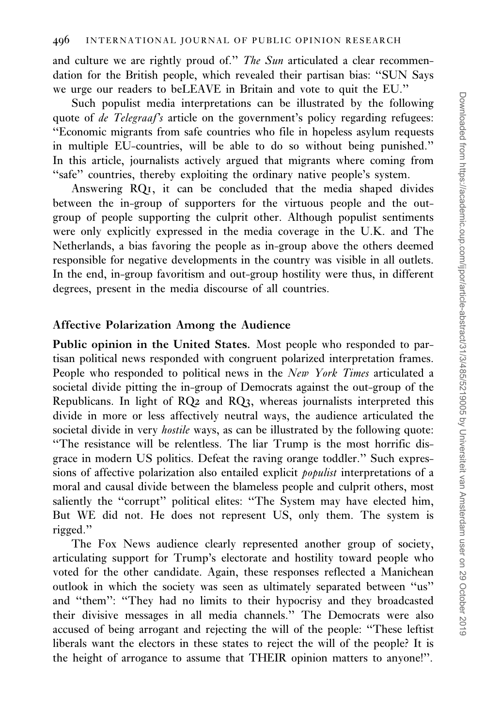and culture we are rightly proud of." *The Sun* articulated a clear recommendation for the British people, which revealed their partisan bias: "SUN Says we urge our readers to beLEAVE in Britain and vote to quit the EU."

Such populist media interpretations can be illustrated by the following quote of *de Telegraaf's* article on the government's policy regarding refugees: "Economic migrants from safe countries who file in hopeless asylum requests in multiple EU-countries, will be able to do so without being punished." In this article, journalists actively argued that migrants where coming from "safe" countries, thereby exploiting the ordinary native people's system.

Answering RQ1, it can be concluded that the media shaped divides between the in-group of supporters for the virtuous people and the out-group of people supporting the culprit other. Although populist sentiments were only explicitly expressed in the media coverage in the U.K. and The Netherlands, a bias favoring the people as in-group above the others deemed responsible for negative developments in the country was visible in all outlets. In the end, in-group favoritism and out-group hostility were thus, in different degrees, present in the media discourse of all countries.

## Affective Polarization Among the Audience

**Public opinion in the United States.** Most people who responded to partisan political news responded with congruent polarized interpretation frames. People who responded to political news in the *New York Times* articulated a societal divide pitting the in-group of Democrats against the out-group of the Republicans. In light of RQ2 and RQ3, whereas journalists interpreted this divide in more or less affectively neutral ways, the audience articulated the societal divide in very *hostile* ways, as can be illustrated by the following quote: "The resistance will be relentless. The liar Trump is the most horrific disgrace in modern US politics. Defeat the raving orange toddler." Such expressions of affective polarization also entailed explicit *populist* interpretations of a moral and causal divide between the blameless people and culprit others, most saliently the "corrupt" political elites: "The System may have elected him, But WE did not. He does not represent US, only them. The system is rigged."

The Fox News audience clearly represented another group of society, articulating support for Trump's electorate and hostility toward people who voted for the other candidate. Again, these responses reflected a Manichean outlook in which the society was seen as ultimately separated between "us" and "them": "They had no limits to their hypocrisy and they broadcasted their divisive messages in all media channels." The Democrats were also accused of being arrogant and rejecting the will of the people: "These leftist liberals want the electors in these states to reject the will of the people? It is the height of arrogance to assume that THEIR opinion matters to anyone!".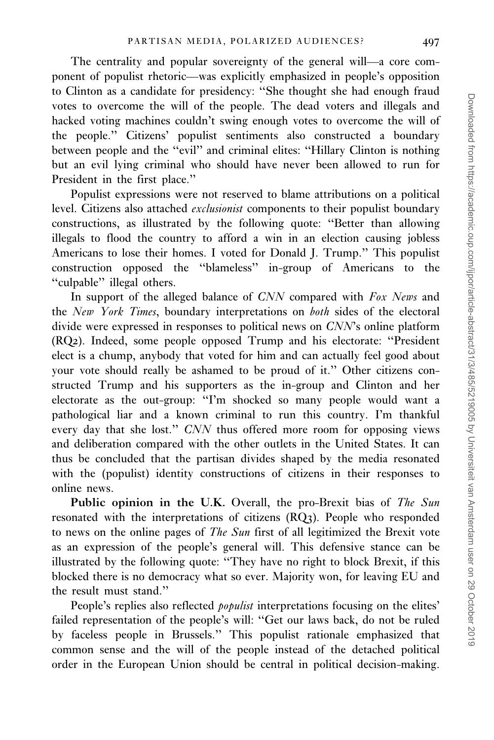The centrality and popular sovereignty of the general will—a core component of populist rhetoric—was explicitly emphasized in people's opposition to Clinton as a candidate for presidency: "She thought she had enough fraud votes to overcome the will of the people. The dead voters and illegals and hacked voting machines couldn't swing enough votes to overcome the will of the people." Citizens' populist sentiments also constructed a boundary between people and the "evil" and criminal elites: "Hillary Clinton is nothing but an evil lying criminal who should have never been allowed to run for President in the first place."

Populist expressions were not reserved to blame attributions on a political level. Citizens also attached *exclusionist* components to their populist boundary constructions, as illustrated by the following quote: "Better than allowing illegals to flood the country to afford a win in an election causing jobless Americans to lose their homes. I voted for Donald J. Trump." This populist construction opposed the "blameless" in-group of Americans to the "culpable" illegal others.

In support of the alleged balance of *CNN* compared with *Fox News* and the *New York Times*, boundary interpretations on *both* sides of the electoral divide were expressed in responses to political news on *CNN*'s online platform (RQ2). Indeed, some people opposed Trump and his electorate: "President elect is a chump, anybody that voted for him and can actually feel good about your vote should really be ashamed to be proud of it." Other citizens constructed Trump and his supporters as the in-group and Clinton and her electorate as the out-group: "I'm shocked so many people would want a pathological liar and a known criminal to run this country. I'm thankful every day that she lost." *CNN* thus offered more room for opposing views and deliberation compared with the other outlets in the United States. It can thus be concluded that the partisan divides shaped by the media resonated with the (populist) identity constructions of citizens in their responses to online news.

**Public opinion in the U.K.** Overall, the pro-Brexit bias of *The Sun* resonated with the interpretations of citizens (RQ3). People who responded to news on the online pages of *The Sun* first of all legitimized the Brexit vote as an expression of the people's general will. This defensive stance can be illustrated by the following quote: "They have no right to block Brexit, if this blocked there is no democracy what so ever. Majority won, for leaving EU and the result must stand."

People's replies also reflected *populist* interpretations focusing on the elites' failed representation of the people's will: "Get our laws back, do not be ruled by faceless people in Brussels." This populist rationale emphasized that common sense and the will of the people instead of the detached political order in the European Union should be central in political decision-making.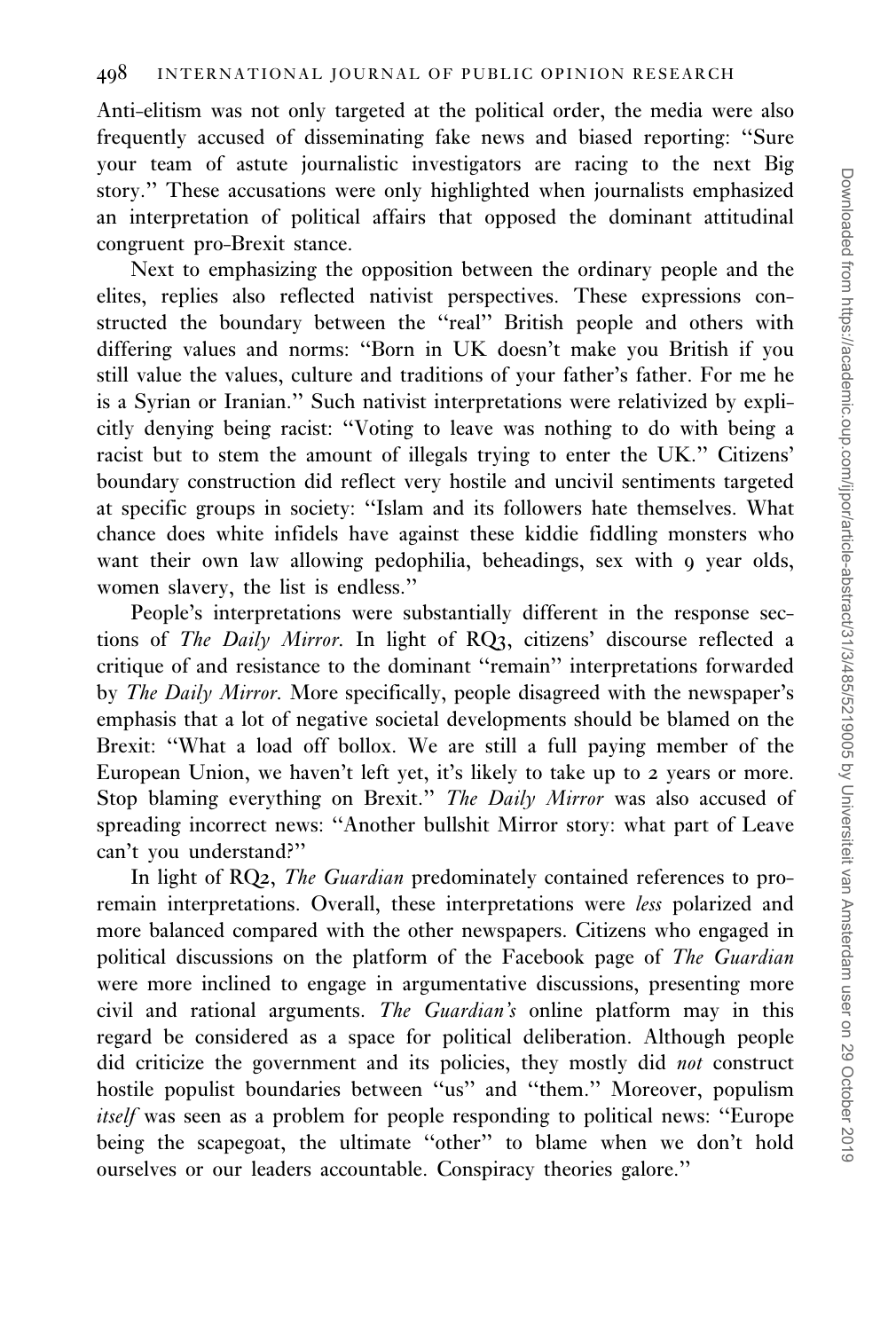Anti-elitism was not only targeted at the political order, the media were also frequently accused of disseminating fake news and biased reporting: "Sure your team of astute journalistic investigators are racing to the next Big story." These accusations were only highlighted when journalists emphasized an interpretation of political affairs that opposed the dominant attitudinal congruent pro-Brexit stance.

Next to emphasizing the opposition between the ordinary people and the elites, replies also reflected nativist perspectives. These expressions constructed the boundary between the "real" British people and others with differing values and norms: "Born in UK doesn't make you British if you still value the values, culture and traditions of your father's father. For me he is a Syrian or Iranian." Such nativist interpretations were relativized by explicitly denying being racist: "Voting to leave was nothing to do with being a racist but to stem the amount of illegals trying to enter the UK." Citizens' boundary construction did reflect very hostile and uncivil sentiments targeted at specific groups in society: "Islam and its followers hate themselves. What chance does white infidels have against these kiddie fiddling monsters who want their own law allowing pedophilia, beheadings, sex with 9 year olds, women slavery, the list is endless."

People's interpretations were substantially different in the response sections of *The Daily Mirror*. In light of RQ3, citizens' discourse reflected a critique of and resistance to the dominant "remain" interpretations forwarded by *The Daily Mirror*. More specifically, people disagreed with the newspaper's emphasis that a lot of negative societal developments should be blamed on the Brexit: "What a load off bollox. We are still a full paying member of the European Union, we haven't left yet, it's likely to take up to 2 years or more. Stop blaming everything on Brexit." *The Daily Mirror* was also accused of spreading incorrect news: "Another bullshit Mirror story: what part of Leave can't you understand?"

In light of RQ2, *The Guardian* predominately contained references to pro-remain interpretations. Overall, these interpretations were *less* polarized and more balanced compared with the other newspapers. Citizens who engaged in political discussions on the platform of the Facebook page of *The Guardian* were more inclined to engage in argumentative discussions, presenting more civil and rational arguments. *The Guardian's* online platform may in this regard be considered as a space for political deliberation. Although people did criticize the government and its policies, they mostly did *not* construct hostile populist boundaries between "us" and "them." Moreover, populism *itself* was seen as a problem for people responding to political news: "Europe being the scapegoat, the ultimate "other" to blame when we don't hold ourselves or our leaders accountable. Conspiracy theories galore."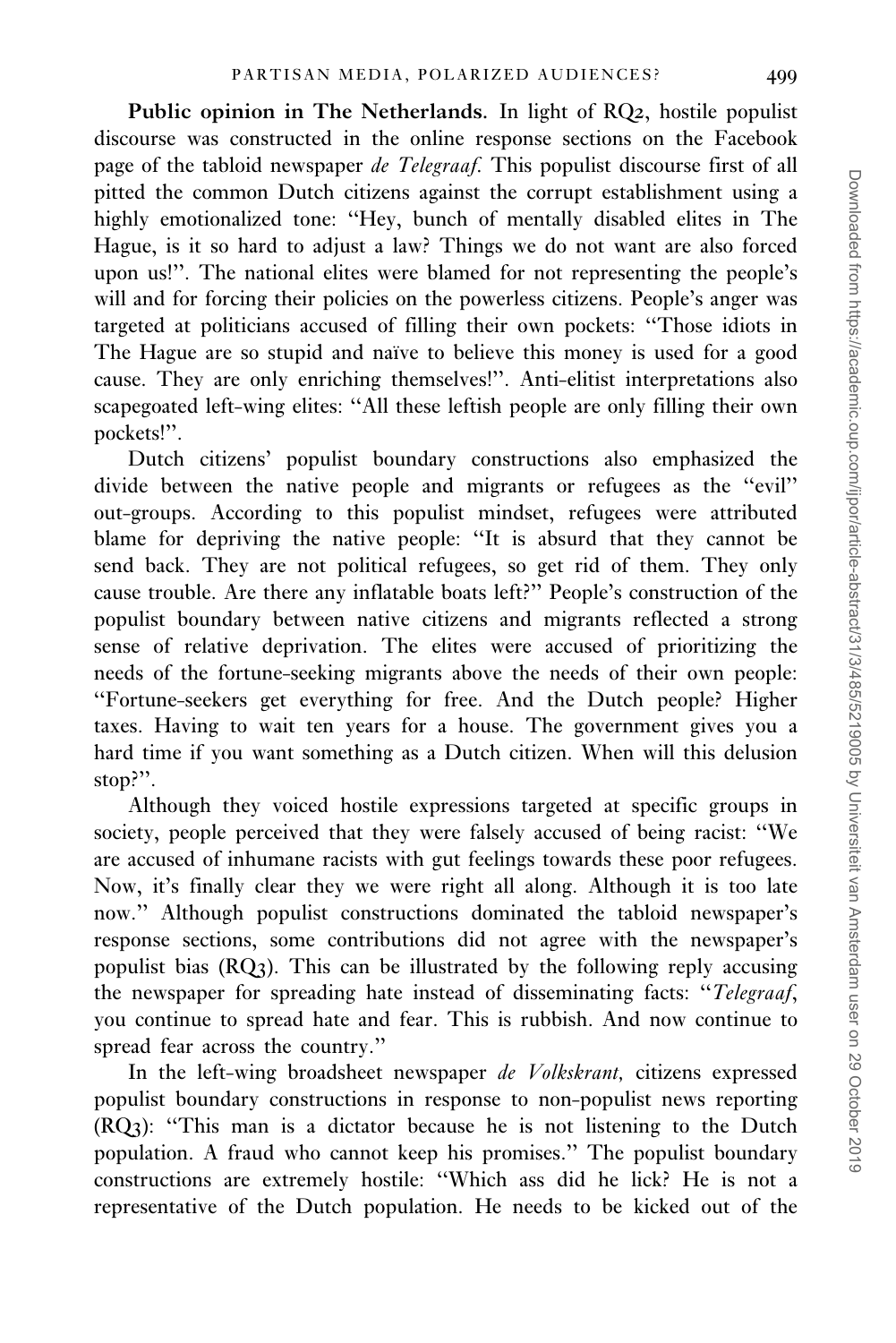**Public opinion in The Netherlands.** In light of RQ2, hostile populist discourse was constructed in the online response sections on the Facebook page of the tabloid newspaper *de Telegraaf*. This populist discourse first of all pitted the common Dutch citizens against the corrupt establishment using a highly emotionalized tone: "Hey, bunch of mentally disabled elites in The Hague, is it so hard to adjust a law? Things we do not want are also forced upon us!". The national elites were blamed for not representing the people's will and for forcing their policies on the powerless citizens. People's anger was targeted at politicians accused of filling their own pockets: "Those idiots in The Hague are so stupid and naïve to believe this money is used for a good cause. They are only enriching themselves!". Anti-elitist interpretations also scapegoated left-wing elites: "All these leftish people are only filling their own pockets!".

Dutch citizens' populist boundary constructions also emphasized the divide between the native people and migrants or refugees as the "evil" out-groups. According to this populist mindset, refugees were attributed blame for depriving the native people: "It is absurd that they cannot be send back. They are not political refugees, so get rid of them. They only cause trouble. Are there any inflatable boats left?" People's construction of the populist boundary between native citizens and migrants reflected a strong sense of relative deprivation. The elites were accused of prioritizing the needs of the fortune-seeking migrants above the needs of their own people: "Fortune-seekers get everything for free. And the Dutch people? Higher taxes. Having to wait ten years for a house. The government gives you a hard time if you want something as a Dutch citizen. When will this delusion stop?".

Although they voiced hostile expressions targeted at specific groups in society, people perceived that they were falsely accused of being racist: "We are accused of inhumane racists with gut feelings towards these poor refugees. Now, it's finally clear they we were right all along. Although it is too late now." Although populist constructions dominated the tabloid newspaper's response sections, some contributions did not agree with the newspaper's populist bias (RQ3). This can be illustrated by the following reply accusing the newspaper for spreading hate instead of disseminating facts: "*Telegraaf*, you continue to spread hate and fear. This is rubbish. And now continue to spread fear across the country."

In the left-wing broadsheet newspaper *de Volkskrant*, citizens expressed populist boundary constructions in response to non-populist news reporting (RQ3): "This man is a dictator because he is not listening to the Dutch population. A fraud who cannot keep his promises." The populist boundary constructions are extremely hostile: "Which ass did he lick? He is not a representative of the Dutch population. He needs to be kicked out of the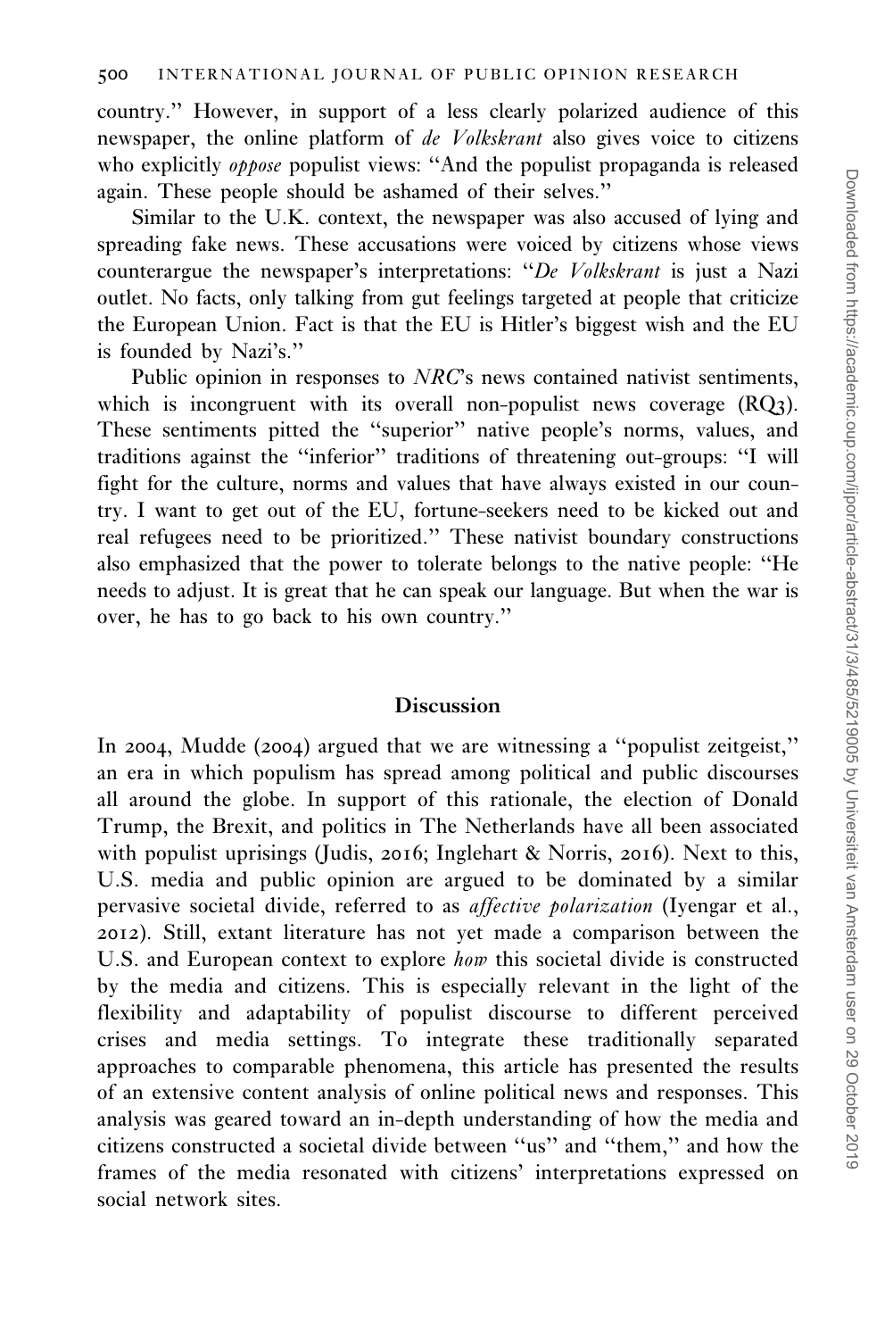country." However, in support of a less clearly polarized audience of this newspaper, the online platform of *de Volkskrant* also gives voice to citizens who explicitly *oppose* populist views: "And the populist propaganda is released again. These people should be ashamed of their selves."

Similar to the U.K. context, the newspaper was also accused of lying and spreading fake news. These accusations were voiced by citizens whose views counterargue the newspaper's interpretations: "*De Volkskrant* is just a Nazi outlet. No facts, only talking from gut feelings targeted at people that criticize the European Union. Fact is that the EU is Hitler's biggest wish and the EU is founded by Nazi's."

Public opinion in responses to *NRC*'s news contained nativist sentiments, which is incongruent with its overall non-populist news coverage (RQ3). These sentiments pitted the "superior" native people's norms, values, and traditions against the "inferior" traditions of threatening out-groups: "I will fight for the culture, norms and values that have always existed in our country. I want to get out of the EU, fortune-seekers need to be kicked out and real refugees need to be prioritized." These nativist boundary constructions also emphasized that the power to tolerate belongs to the native people: "He needs to adjust. It is great that he can speak our language. But when the war is over, he has to go back to his own country."

## Discussion

In 2004, Mudde (2004) argued that we are witnessing a "populist zeitgeist," an era in which populism has spread among political and public discourses all around the globe. In support of this rationale, the election of Donald Trump, the Brexit, and politics in The Netherlands have all been associated with populist uprisings (Judis, 2016; Inglehart & Norris, 2016). Next to this, U.S. media and public opinion are argued to be dominated by a similar pervasive societal divide, referred to as *affective polarization* (Iyengar et al., 2012). Still, extant literature has not yet made a comparison between the U.S. and European context to explore *how* this societal divide is constructed by the media and citizens. This is especially relevant in the light of the flexibility and adaptability of populist discourse to different perceived crises and media settings. To integrate these traditionally separated approaches to comparable phenomena, this article has presented the results of an extensive content analysis of online political news and responses. This analysis was geared toward an in-depth understanding of how the media and citizens constructed a societal divide between "us" and "them," and how the frames of the media resonated with citizens' interpretations expressed on social network sites.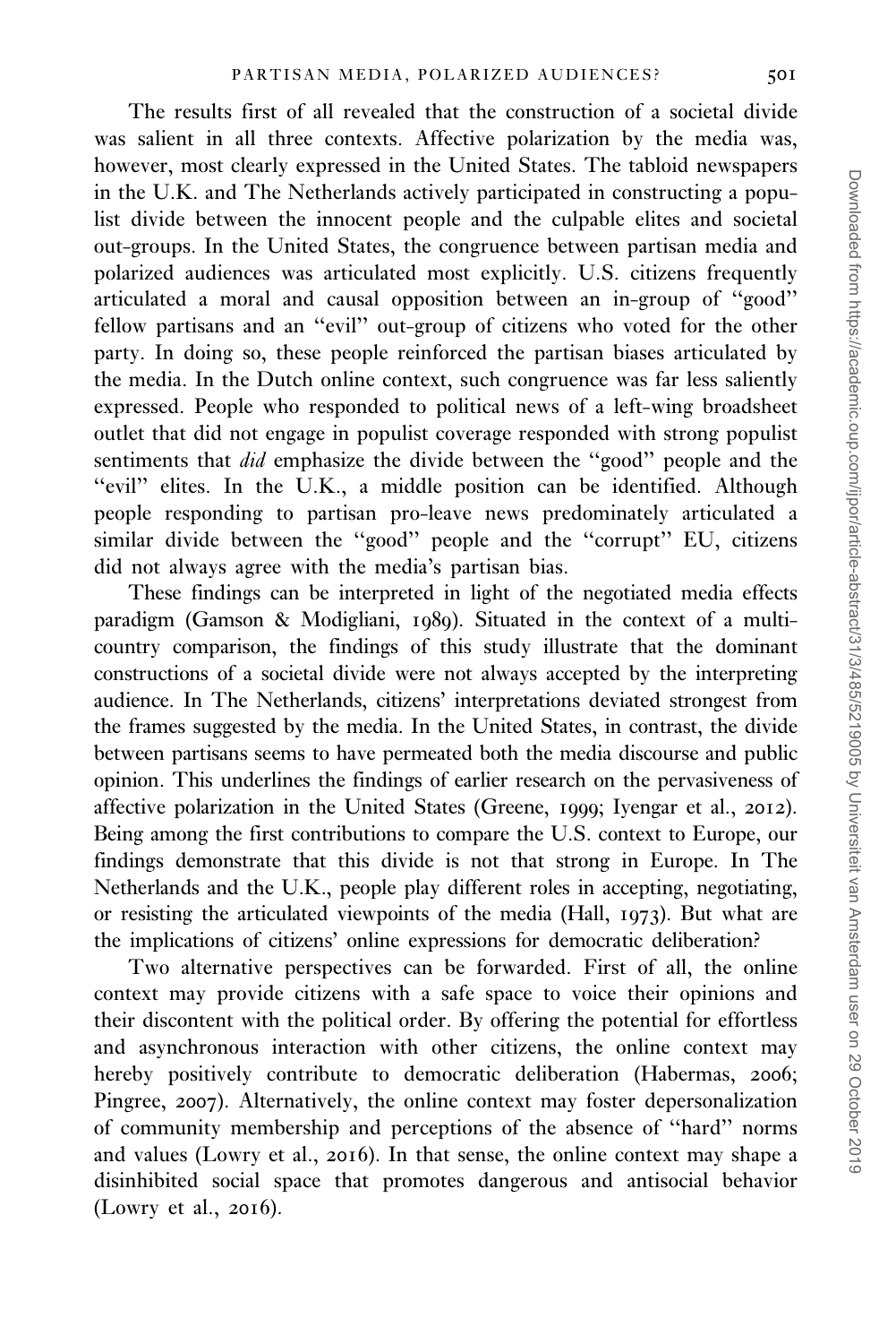The results first of all revealed that the construction of a societal divide was salient in all three contexts. Affective polarization by the media was, however, most clearly expressed in the United States. The tabloid newspapers in the U.K. and The Netherlands actively participated in constructing a populist divide between the innocent people and the culpable elites and societal out-groups. In the United States, the congruence between partisan media and polarized audiences was articulated most explicitly. U.S. citizens frequently articulated a moral and causal opposition between an in-group of "good" fellow partisans and an "evil" out-group of citizens who voted for the other party. In doing so, these people reinforced the partisan biases articulated by the media. In the Dutch online context, such congruence was far less saliently expressed. People who responded to political news of a left-wing broadsheet outlet that did not engage in populist coverage responded with strong populist sentiments that *did* emphasize the divide between the "good" people and the "evil" elites. In the U.K., a middle position can be identified. Although people responding to partisan pro-leave news predominately articulated a similar divide between the "good" people and the "corrupt" EU, citizens did not always agree with the media's partisan bias.

These findings can be interpreted in light of the negotiated media effects paradigm (Gamson & Modigliani, 1989). Situated in the context of a multi-country comparison, the findings of this study illustrate that the dominant constructions of a societal divide were not always accepted by the interpreting audience. In The Netherlands, citizens' interpretations deviated strongest from the frames suggested by the media. In the United States, in contrast, the divide between partisans seems to have permeated both the media discourse and public opinion. This underlines the findings of earlier research on the pervasiveness of affective polarization in the United States (Greene, 1999; Iyengar et al., 2012). Being among the first contributions to compare the U.S. context to Europe, our findings demonstrate that this divide is not that strong in Europe. In The Netherlands and the U.K., people play different roles in accepting, negotiating, or resisting the articulated viewpoints of the media (Hall, 1973). But what are the implications of citizens' online expressions for democratic deliberation?

Two alternative perspectives can be forwarded. First of all, the online context may provide citizens with a safe space to voice their opinions and their discontent with the political order. By offering the potential for effortless and asynchronous interaction with other citizens, the online context may hereby positively contribute to democratic deliberation (Habermas, 2006; Pingree, 2007). Alternatively, the online context may foster depersonalization of community membership and perceptions of the absence of "hard" norms and values (Lowry et al., 2016). In that sense, the online context may shape a disinhibited social space that promotes dangerous and antisocial behavior (Lowry et al., 2016).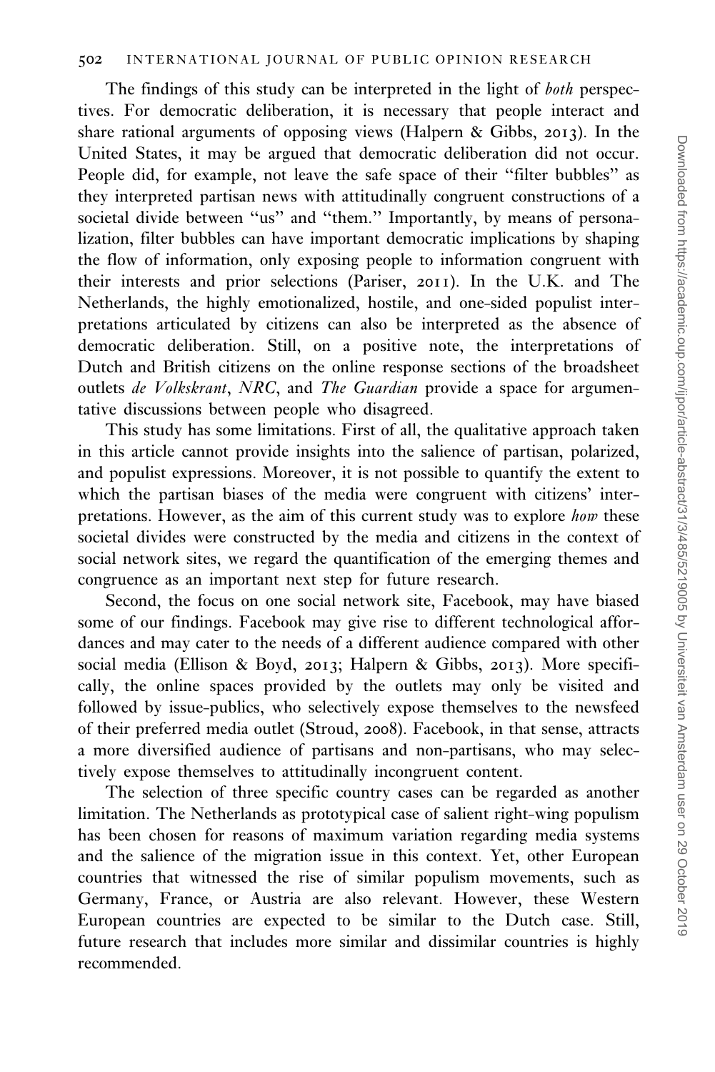The findings of this study can be interpreted in the light of *both* perspectives. For democratic deliberation, it is necessary that people interact and share rational arguments of opposing views (Halpern & Gibbs, 2013). In the United States, it may be argued that democratic deliberation did not occur. People did, for example, not leave the safe space of their "filter bubbles" as they interpreted partisan news with attitudinally congruent constructions of a societal divide between "us" and "them." Importantly, by means of personalization, filter bubbles can have important democratic implications by shaping the flow of information, only exposing people to information congruent with their interests and prior selections (Pariser, 2011). In the U.K. and The Netherlands, the highly emotionalized, hostile, and one-sided populist interpretations articulated by citizens can also be interpreted as the absence of democratic deliberation. Still, on a positive note, the interpretations of Dutch and British citizens on the online response sections of the broadsheet outlets *de Volkskrant*, *NRC*, and *The Guardian* provide a space for argumentative discussions between people who disagreed.

This study has some limitations. First of all, the qualitative approach taken in this article cannot provide insights into the salience of partisan, polarized, and populist expressions. Moreover, it is not possible to quantify the extent to which the partisan biases of the media were congruent with citizens' interpretations. However, as the aim of this current study was to explore *how* these societal divides were constructed by the media and citizens in the context of social network sites, we regard the quantification of the emerging themes and congruence as an important next step for future research.

Second, the focus on one social network site, Facebook, may have biased some of our findings. Facebook may give rise to different technological affordances and may cater to the needs of a different audience compared with other social media (Ellison & Boyd, 2013; Halpern & Gibbs, 2013). More specifically, the online spaces provided by the outlets may only be visited and followed by issue-publics, who selectively expose themselves to the newsfeed of their preferred media outlet (Stroud, 2008). Facebook, in that sense, attracts a more diversified audience of partisans and non-partisans, who may selectively expose themselves to attitudinally incongruent content.

The selection of three specific country cases can be regarded as another limitation. The Netherlands as prototypical case of salient right-wing populism has been chosen for reasons of maximum variation regarding media systems and the salience of the migration issue in this context. Yet, other European countries that witnessed the rise of similar populism movements, such as Germany, France, or Austria are also relevant. However, these Western European countries are expected to be similar to the Dutch case. Still, future research that includes more similar and dissimilar countries is highly recommended.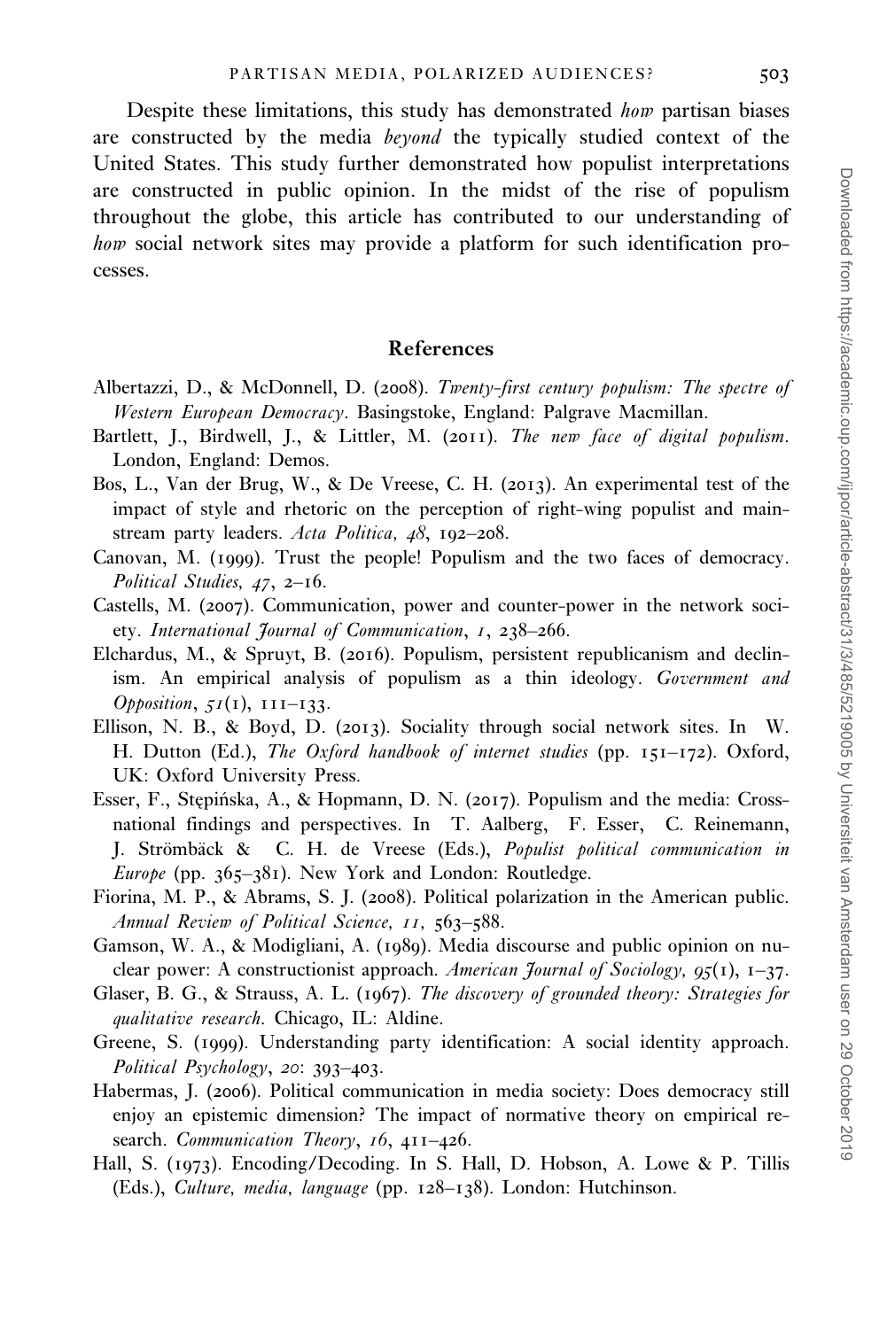Despite these limitations, this study has demonstrated *how* partisan biases are constructed by the media *beyond* the typically studied context of the United States. This study further demonstrated how populist interpretations are constructed in public opinion. In the midst of the rise of populism throughout the globe, this article has contributed to our understanding of *how* social network sites may provide a platform for such identification processes.

## References

Albertazzi, D., & McDonnell, D. (2008). *Twenty-first century populism: The spectre of Western European Democracy*. Basingstoke, England: Palgrave Macmillan.

Bartlett, J., Birdwell, J., & Littler, M. (2011). *The new face of digital populism*. London, England: Demos.

Bos, L., Van der Brug, W., & De Vreese, C. H. (2013). An experimental test of the impact of style and rhetoric on the perception of right-wing populist and mainstream party leaders. *Acta Politica, 48*, 192–208.

Canovan, M. (1999). Trust the people! Populism and the two faces of democracy. *Political Studies, 47*, 2–16.

Castells, M. (2007). Communication, power and counter-power in the network society. *International Journal of Communication*, *1*, 238–266.

Elchardus, M., & Spruyt, B. (2016). Populism, persistent republicanism and declinism. An empirical analysis of populism as a thin ideology. *Government and Opposition*, *51*(1), 111–133.

Ellison, N. B., & Boyd, D. (2013). Sociality through social network sites. In W. H. Dutton (Ed.), *The Oxford handbook of internet studies* (pp. 151–172). Oxford, UK: Oxford University Press.

Esser, F., Stępińska, A., & Hopmann, D. N. (2017). Populism and the media: Cross-national findings and perspectives. In T. Aalberg, F. Esser, C. Reinemann, J. Strömbäck & C. H. de Vreese (Eds.), *Populist political communication in Europe* (pp. 365–381). New York and London: Routledge.

Fiorina, M. P., & Abrams, S. J. (2008). Political polarization in the American public. *Annual Review of Political Science, 11*, 563–588.

Gamson, W. A., & Modigliani, A. (1989). Media discourse and public opinion on nuclear power: A constructionist approach. *American Journal of Sociology, 95*(1), 1–37.

Glaser, B. G., & Strauss, A. L. (1967). *The discovery of grounded theory: Strategies for qualitative research*. Chicago, IL: Aldine.

Greene, S. (1999). Understanding party identification: A social identity approach. *Political Psychology*, *20*: 393–403.

Habermas, J. (2006). Political communication in media society: Does democracy still enjoy an epistemic dimension? The impact of normative theory on empirical research. *Communication Theory*, *16*, 411–426.

Hall, S. (1973). Encoding/Decoding. In S. Hall, D. Hobson, A. Lowe & P. Tillis (Eds.), *Culture, media, language* (pp. 128–138). London: Hutchinson.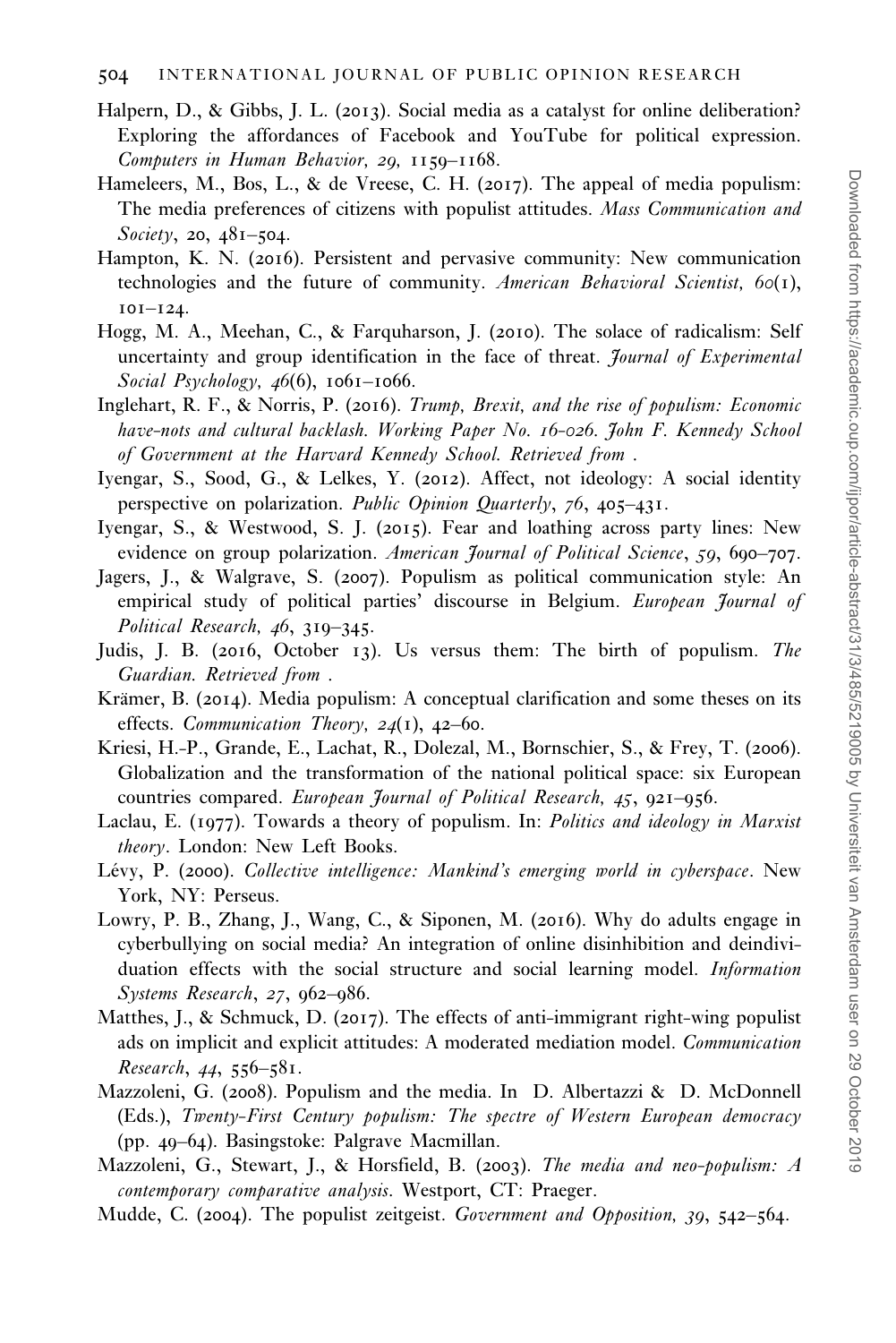Halpern, D., & Gibbs, J. L. (2013). Social media as a catalyst for online deliberation? Exploring the affordances of Facebook and YouTube for political expression. *Computers in Human Behavior, 29,* 1159–1168.

Hameleers, M., Bos, L., & de Vreese, C. H. (2017). The appeal of media populism: The media preferences of citizens with populist attitudes. *Mass Communication and Society*, 20, 481–504.

Hampton, K. N. (2016). Persistent and pervasive community: New communication technologies and the future of community. *American Behavioral Scientist, 60*(1), 101–124.

Hogg, M. A., Meehan, C., & Farquharson, J. (2010). The solace of radicalism: Self uncertainty and group identification in the face of threat. *Journal of Experimental Social Psychology, 46*(6), 1061–1066.

Inglehart, R. F., & Norris, P. (2016). *Trump, Brexit, and the rise of populism: Economic have-nots and cultural backlash. Working Paper No. 16-026. John F. Kennedy School of Government at the Harvard Kennedy School. Retrieved from .*

Iyengar, S., Sood, G., & Lelkes, Y. (2012). Affect, not ideology: A social identity perspective on polarization. *Public Opinion Quarterly*, *76*, 405–431.

Iyengar, S., & Westwood, S. J. (2015). Fear and loathing across party lines: New evidence on group polarization. *American Journal of Political Science*, *59*, 690–707.

Jagers, J., & Walgrave, S. (2007). Populism as political communication style: An empirical study of political parties' discourse in Belgium. *European Journal of Political Research, 46*, 319–345.

Judis, J. B. (2016, October 13). Us versus them: The birth of populism. *The Guardian. Retrieved from .*

Krämer, B. (2014). Media populism: A conceptual clarification and some theses on its effects. *Communication Theory, 24*(1), 42–60.

Kriesi, H.-P., Grande, E., Lachat, R., Dolezal, M., Bornschier, S., & Frey, T. (2006). Globalization and the transformation of the national political space: six European countries compared. *European Journal of Political Research, 45*, 921–956.

Laclau, E. (1977). Towards a theory of populism. In: *Politics and ideology in Marxist theory*. London: New Left Books.

Lévy, P. (2000). *Collective intelligence: Mankind's emerging world in cyberspace*. New York, NY: Perseus.

Lowry, P. B., Zhang, J., Wang, C., & Siponen, M. (2016). Why do adults engage in cyberbullying on social media? An integration of online disinhibition and deindividuation effects with the social structure and social learning model. *Information Systems Research*, *27*, 962–986.

Matthes, J., & Schmuck, D. (2017). The effects of anti-immigrant right-wing populist ads on implicit and explicit attitudes: A moderated mediation model. *Communication Research*, *44*, 556–581.

Mazzoleni, G. (2008). Populism and the media. In D. Albertazzi & D. McDonnell (Eds.), *Twenty-First Century populism: The spectre of Western European democracy* (pp. 49–64). Basingstoke: Palgrave Macmillan.

Mazzoleni, G., Stewart, J., & Horsfield, B. (2003). *The media and neo-populism: A contemporary comparative analysis*. Westport, CT: Praeger.

Mudde, C. (2004). The populist zeitgeist. *Government and Opposition, 39*, 542–564.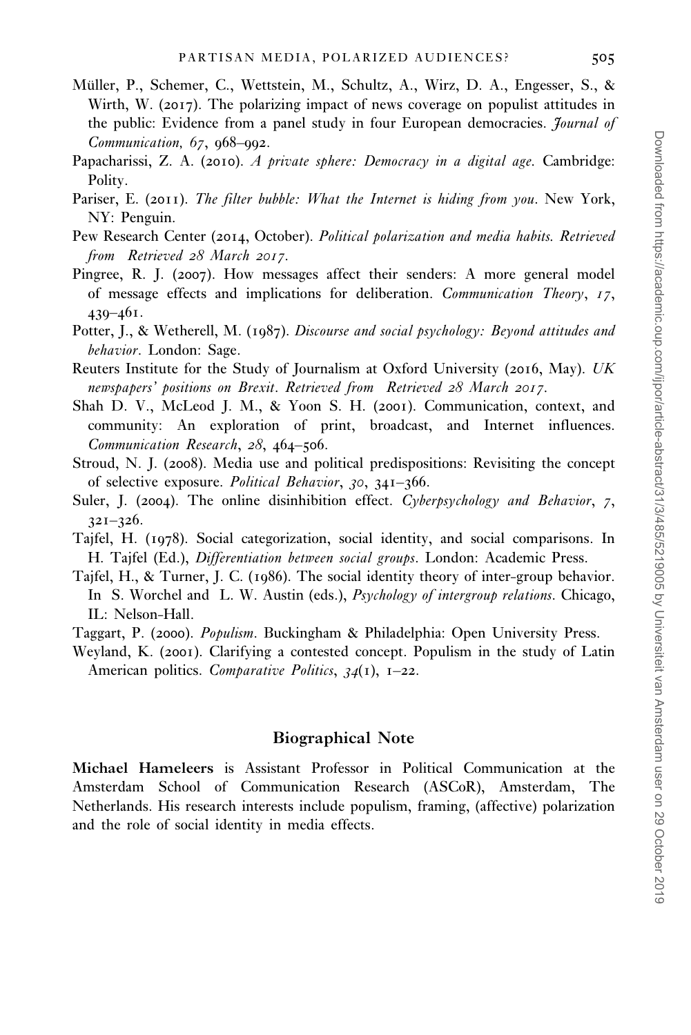Müller, P., Schemer, C., Wettstein, M., Schultz, A., Wirz, D. A., Engesser, S., & Wirth, W. (2017). The polarizing impact of news coverage on populist attitudes in the public: Evidence from a panel study in four European democracies. *Journal of Communication, 67*, 968–992.

Papacharissi, Z. A. (2010). *A private sphere: Democracy in a digital age*. Cambridge: Polity.

Pariser, E. (2011). *The filter bubble: What the Internet is hiding from you*. New York, NY: Penguin.

Pew Research Center (2014, October). *Political polarization and media habits. Retrieved from Retrieved 28 March 2017*.

Pingree, R. J. (2007). How messages affect their senders: A more general model of message effects and implications for deliberation. *Communication Theory, 17*, 439–461.

Potter, J., & Wetherell, M. (1987). *Discourse and social psychology: Beyond attitudes and behavior*. London: Sage.

Reuters Institute for the Study of Journalism at Oxford University (2016, May). *UK newspapers' positions on Brexit. Retrieved from Retrieved 28 March 2017*.

Shah D. V., McLeod J. M., & Yoon S. H. (2001). Communication, context, and community: An exploration of print, broadcast, and Internet influences. *Communication Research, 28*, 464–506.

Stroud, N. J. (2008). Media use and political predispositions: Revisiting the concept of selective exposure. *Political Behavior, 30*, 341–366.

Suler, J. (2004). The online disinhibition effect. *Cyberpsychology and Behavior, 7*, 321–326.

Tajfel, H. (1978). Social categorization, social identity, and social comparisons. In H. Tajfel (Ed.), *Differentiation between social groups*. London: Academic Press.

Tajfel, H., & Turner, J. C. (1986). The social identity theory of inter-group behavior. In S. Worchel and L. W. Austin (eds.), *Psychology of intergroup relations*. Chicago, IL: Nelson-Hall.

Taggart, P. (2000). *Populism*. Buckingham & Philadelphia: Open University Press.

Weyland, K. (2001). Clarifying a contested concept. Populism in the study of Latin American politics. *Comparative Politics, 34*(1), 1–22.

## Biographical Note

**Michael Hameleers** is Assistant Professor in Political Communication at the Amsterdam School of Communication Research (ASCoR), Amsterdam, The Netherlands. His research interests include populism, framing, (affective) polarization and the role of social identity in media effects.